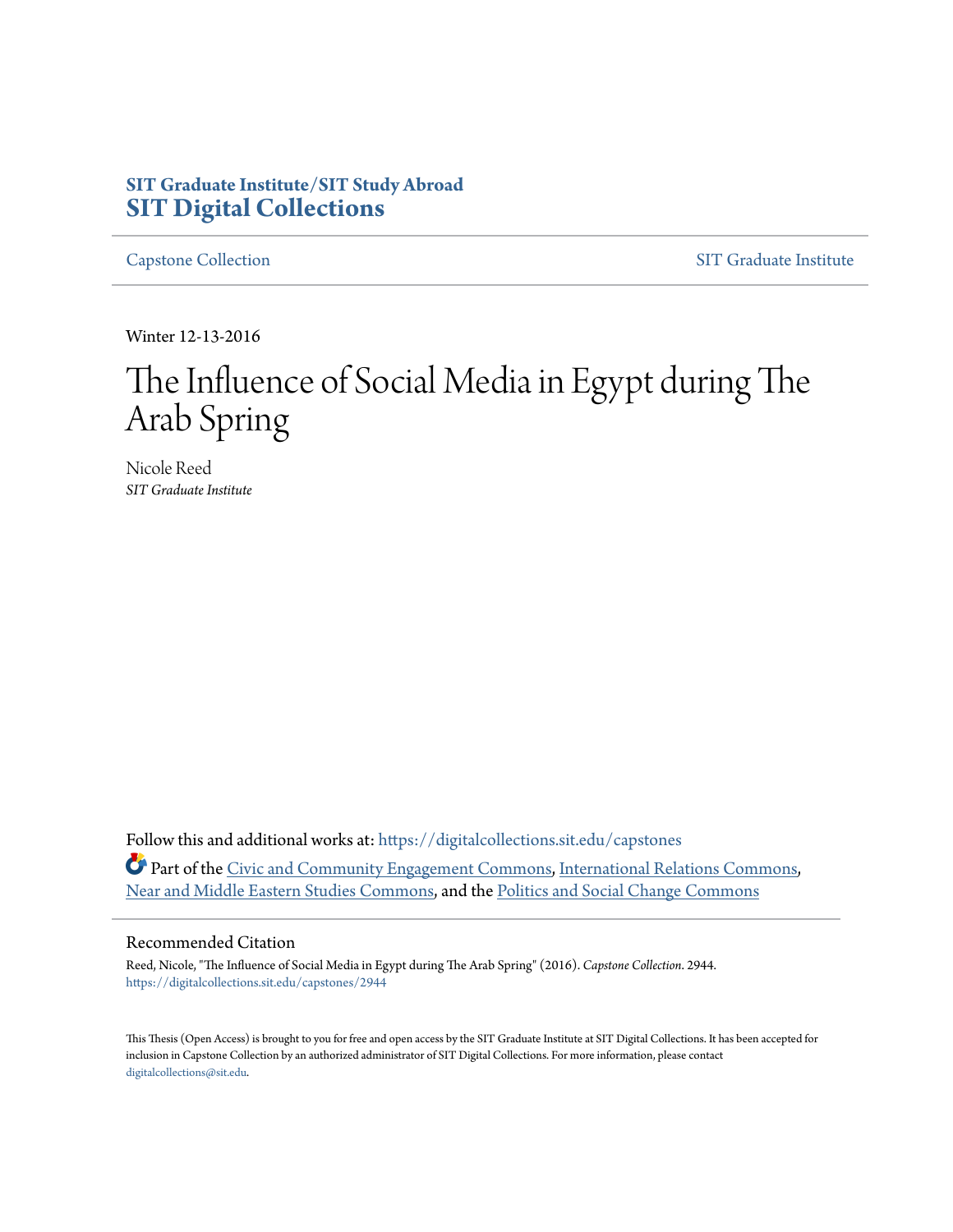**SIT Graduate Institute/SIT Study Abroad**
**SIT Digital Collections**

Capstone Collection SIT Graduate Institute

Winter 12-13-2016

# The Influence of Social Media in Egypt during The Arab Spring

Nicole Reed
*SIT Graduate Institute*

Follow this and additional works at: https://digitalcollections.sit.edu/capstones

Part of the Civic and Community Engagement Commons, International Relations Commons, Near and Middle Eastern Studies Commons, and the Politics and Social Change Commons

## Recommended Citation

Reed, Nicole, "The Influence of Social Media in Egypt during The Arab Spring" (2016). *Capstone Collection*. 2944.
https://digitalcollections.sit.edu/capstones/2944

This Thesis (Open Access) is brought to you for free and open access by the SIT Graduate Institute at SIT Digital Collections. It has been accepted for inclusion in Capstone Collection by an authorized administrator of SIT Digital Collections. For more information, please contact digitalcollections@sit.edu.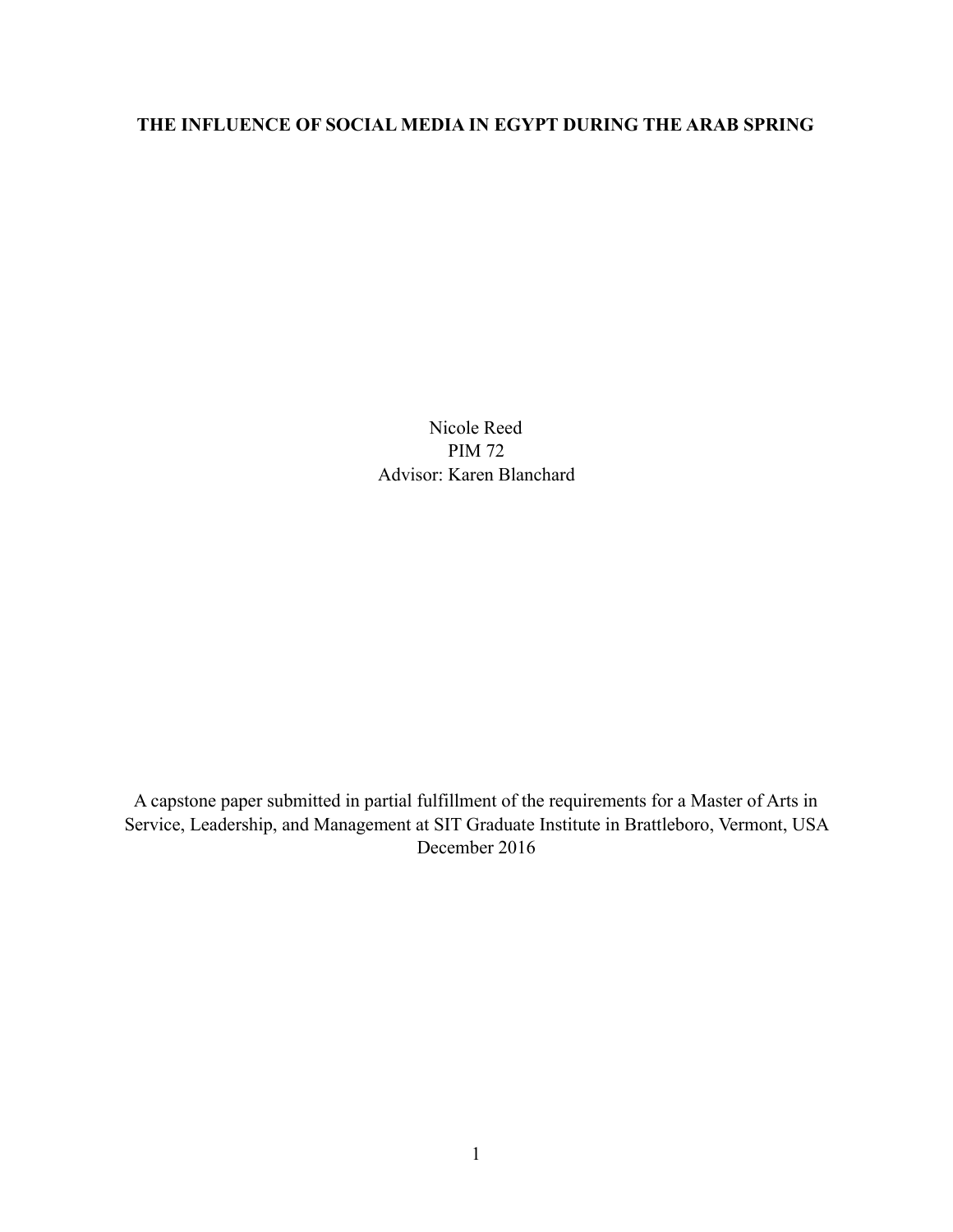# THE INFLUENCE OF SOCIAL MEDIA IN EGYPT DURING THE ARAB SPRING

Nicole Reed
PIM 72
Advisor: Karen Blanchard

A capstone paper submitted in partial fulfillment of the requirements for a Master of Arts in Service, Leadership, and Management at SIT Graduate Institute in Brattleboro, Vermont, USA
December 2016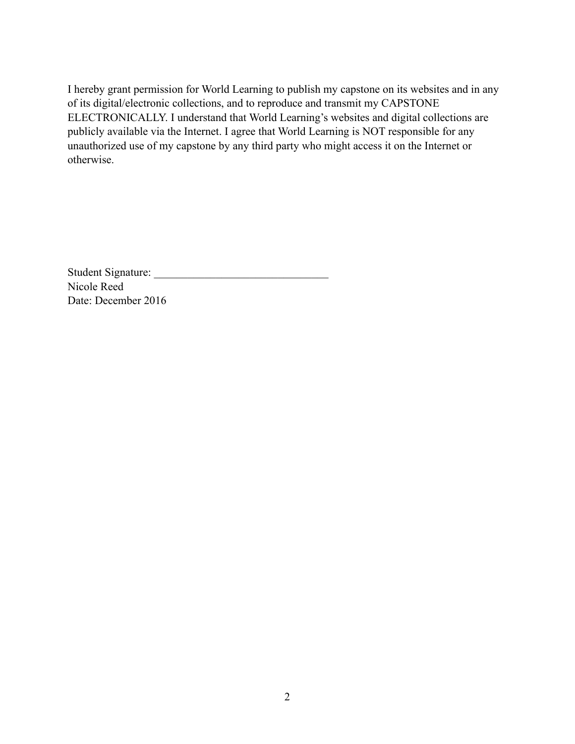I hereby grant permission for World Learning to publish my capstone on its websites and in any of its digital/electronic collections, and to reproduce and transmit my CAPSTONE ELECTRONICALLY. I understand that World Learning's websites and digital collections are publicly available via the Internet. I agree that World Learning is NOT responsible for any unauthorized use of my capstone by any third party who might access it on the Internet or otherwise.

Student Signature: _______________________________
Nicole Reed
Date: December 2016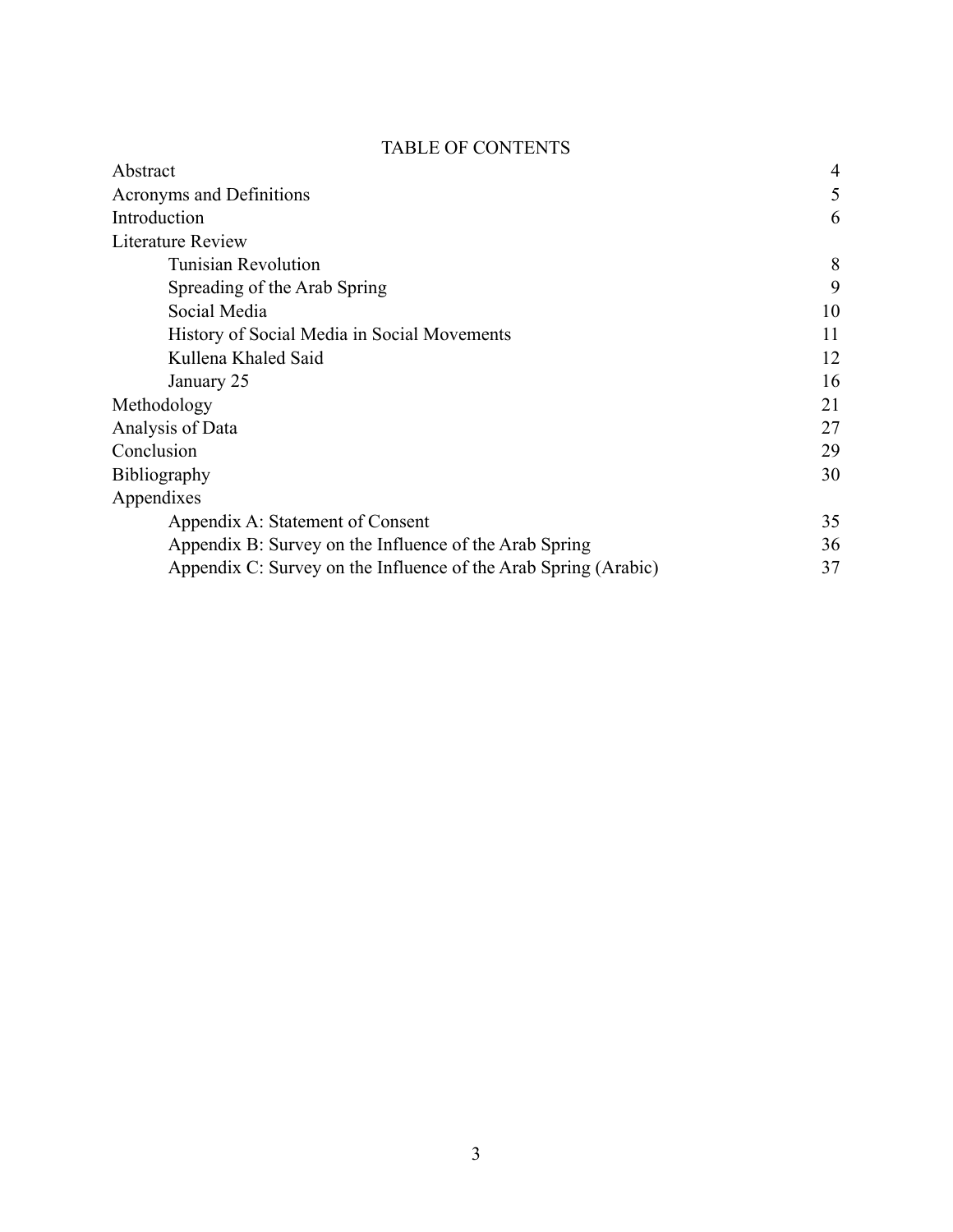# TABLE OF CONTENTS

| | |
|---|---|
| Abstract | 4 |
| Acronyms and Definitions | 5 |
| Introduction | 6 |
| Literature Review | |
| Tunisian Revolution | 8 |
| Spreading of the Arab Spring | 9 |
| Social Media | 10 |
| History of Social Media in Social Movements | 11 |
| Kullena Khaled Said | 12 |
| January 25 | 16 |
| Methodology | 21 |
| Analysis of Data | 27 |
| Conclusion | 29 |
| Bibliography | 30 |
| Appendixes | |
| Appendix A: Statement of Consent | 35 |
| Appendix B: Survey on the Influence of the Arab Spring | 36 |
| Appendix C: Survey on the Influence of the Arab Spring (Arabic) | 37 |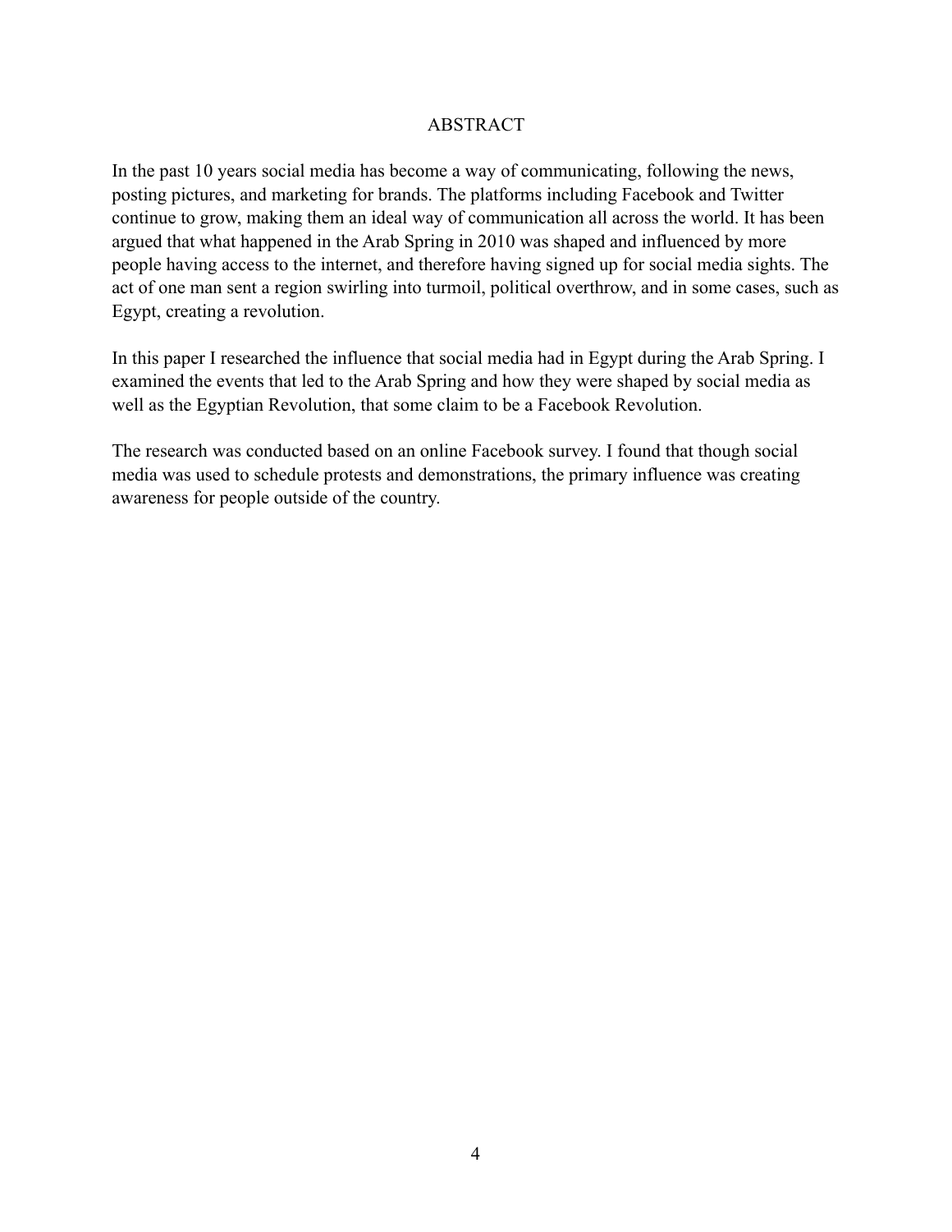# ABSTRACT

In the past 10 years social media has become a way of communicating, following the news, posting pictures, and marketing for brands. The platforms including Facebook and Twitter continue to grow, making them an ideal way of communication all across the world. It has been argued that what happened in the Arab Spring in 2010 was shaped and influenced by more people having access to the internet, and therefore having signed up for social media sights. The act of one man sent a region swirling into turmoil, political overthrow, and in some cases, such as Egypt, creating a revolution.

In this paper I researched the influence that social media had in Egypt during the Arab Spring. I examined the events that led to the Arab Spring and how they were shaped by social media as well as the Egyptian Revolution, that some claim to be a Facebook Revolution.

The research was conducted based on an online Facebook survey. I found that though social media was used to schedule protests and demonstrations, the primary influence was creating awareness for people outside of the country.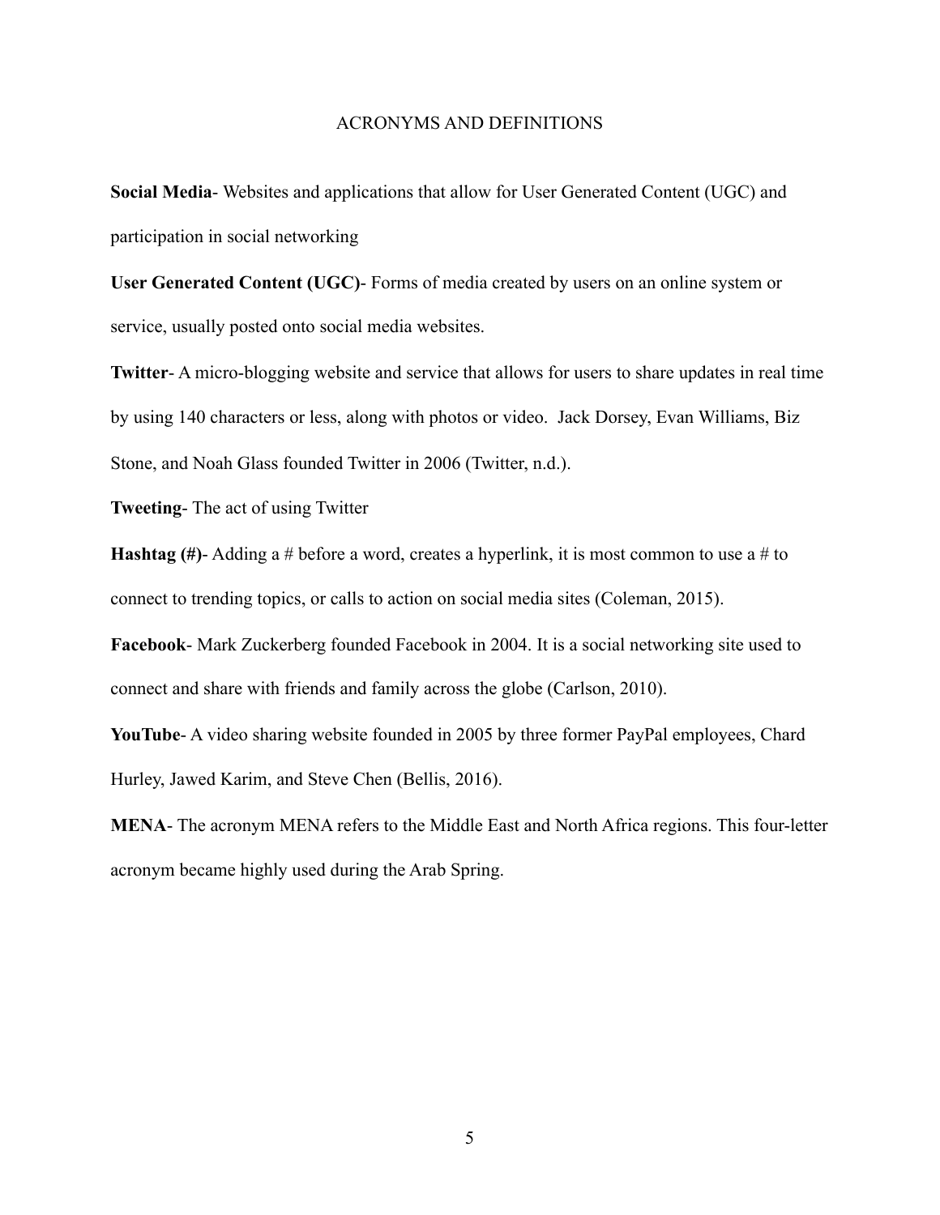## ACRONYMS AND DEFINITIONS

**Social Media**- Websites and applications that allow for User Generated Content (UGC) and participation in social networking

**User Generated Content (UGC)**- Forms of media created by users on an online system or service, usually posted onto social media websites.

**Twitter**- A micro-blogging website and service that allows for users to share updates in real time by using 140 characters or less, along with photos or video. Jack Dorsey, Evan Williams, Biz Stone, and Noah Glass founded Twitter in 2006 (Twitter, n.d.).

**Tweeting**- The act of using Twitter

**Hashtag (#)**- Adding a # before a word, creates a hyperlink, it is most common to use a # to connect to trending topics, or calls to action on social media sites (Coleman, 2015).

**Facebook**- Mark Zuckerberg founded Facebook in 2004. It is a social networking site used to connect and share with friends and family across the globe (Carlson, 2010).

**YouTube**- A video sharing website founded in 2005 by three former PayPal employees, Chard Hurley, Jawed Karim, and Steve Chen (Bellis, 2016).

**MENA**- The acronym MENA refers to the Middle East and North Africa regions. This four-letter acronym became highly used during the Arab Spring.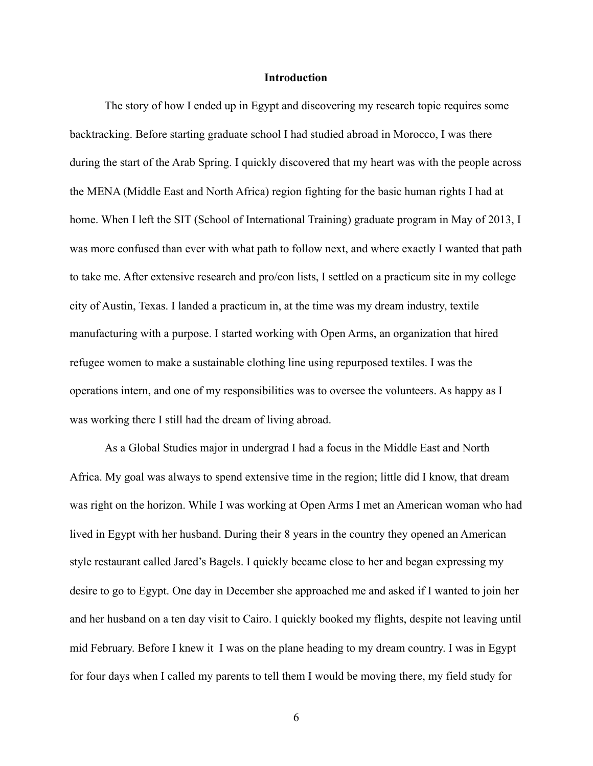# Introduction

The story of how I ended up in Egypt and discovering my research topic requires some backtracking. Before starting graduate school I had studied abroad in Morocco, I was there during the start of the Arab Spring. I quickly discovered that my heart was with the people across the MENA (Middle East and North Africa) region fighting for the basic human rights I had at home. When I left the SIT (School of International Training) graduate program in May of 2013, I was more confused than ever with what path to follow next, and where exactly I wanted that path to take me. After extensive research and pro/con lists, I settled on a practicum site in my college city of Austin, Texas. I landed a practicum in, at the time was my dream industry, textile manufacturing with a purpose. I started working with Open Arms, an organization that hired refugee women to make a sustainable clothing line using repurposed textiles. I was the operations intern, and one of my responsibilities was to oversee the volunteers. As happy as I was working there I still had the dream of living abroad.

As a Global Studies major in undergrad I had a focus in the Middle East and North Africa. My goal was always to spend extensive time in the region; little did I know, that dream was right on the horizon. While I was working at Open Arms I met an American woman who had lived in Egypt with her husband. During their 8 years in the country they opened an American style restaurant called Jared's Bagels. I quickly became close to her and began expressing my desire to go to Egypt. One day in December she approached me and asked if I wanted to join her and her husband on a ten day visit to Cairo. I quickly booked my flights, despite not leaving until mid February. Before I knew it I was on the plane heading to my dream country. I was in Egypt for four days when I called my parents to tell them I would be moving there, my field study for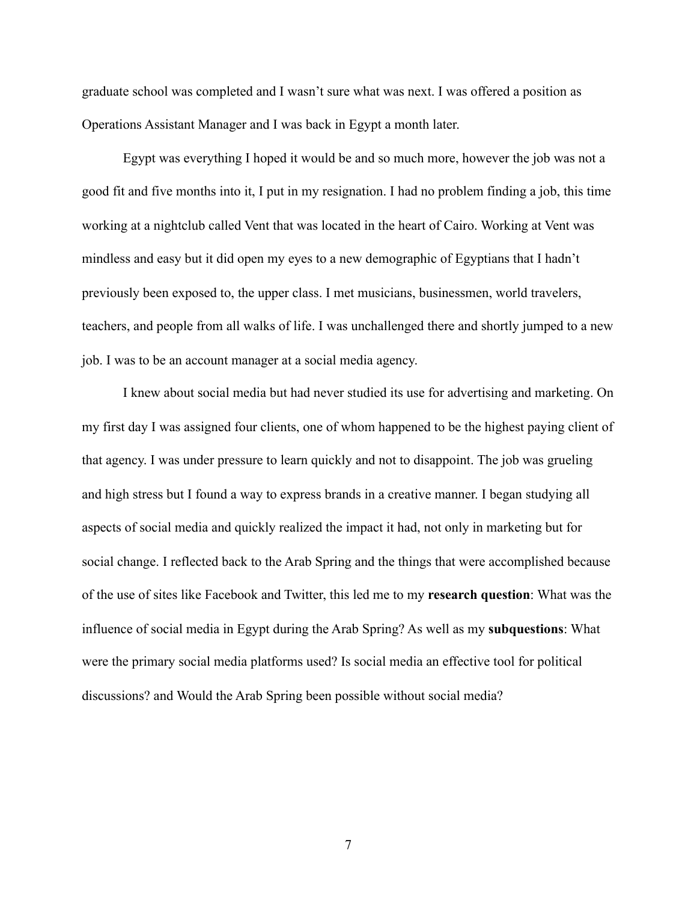graduate school was completed and I wasn't sure what was next. I was offered a position as Operations Assistant Manager and I was back in Egypt a month later.

Egypt was everything I hoped it would be and so much more, however the job was not a good fit and five months into it, I put in my resignation. I had no problem finding a job, this time working at a nightclub called Vent that was located in the heart of Cairo. Working at Vent was mindless and easy but it did open my eyes to a new demographic of Egyptians that I hadn't previously been exposed to, the upper class. I met musicians, businessmen, world travelers, teachers, and people from all walks of life. I was unchallenged there and shortly jumped to a new job. I was to be an account manager at a social media agency.

I knew about social media but had never studied its use for advertising and marketing. On my first day I was assigned four clients, one of whom happened to be the highest paying client of that agency. I was under pressure to learn quickly and not to disappoint. The job was grueling and high stress but I found a way to express brands in a creative manner. I began studying all aspects of social media and quickly realized the impact it had, not only in marketing but for social change. I reflected back to the Arab Spring and the things that were accomplished because of the use of sites like Facebook and Twitter, this led me to my **research question**: What was the influence of social media in Egypt during the Arab Spring? As well as my **subquestions**: What were the primary social media platforms used? Is social media an effective tool for political discussions? and Would the Arab Spring been possible without social media?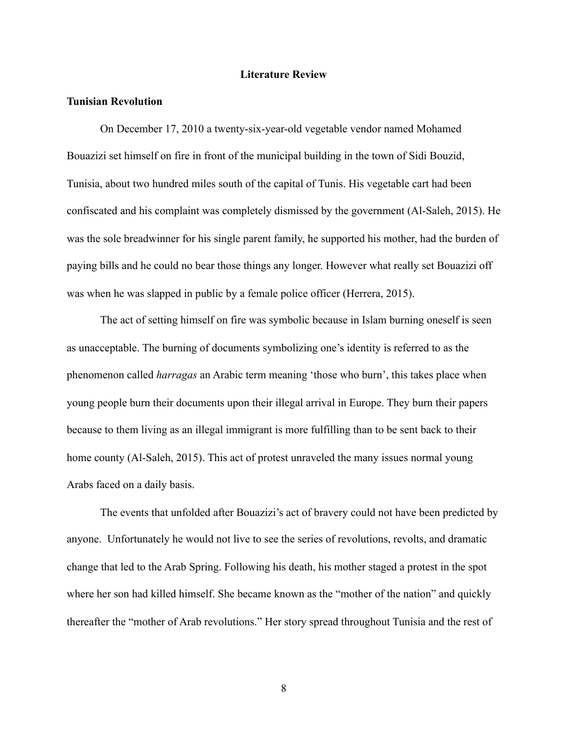## Literature Review

### Tunisian Revolution

On December 17, 2010 a twenty-six-year-old vegetable vendor named Mohamed Bouazizi set himself on fire in front of the municipal building in the town of Sidi Bouzid, Tunisia, about two hundred miles south of the capital of Tunis. His vegetable cart had been confiscated and his complaint was completely dismissed by the government (Al-Saleh, 2015). He was the sole breadwinner for his single parent family, he supported his mother, had the burden of paying bills and he could no bear those things any longer. However what really set Bouazizi off was when he was slapped in public by a female police officer (Herrera, 2015).

The act of setting himself on fire was symbolic because in Islam burning oneself is seen as unacceptable. The burning of documents symbolizing one's identity is referred to as the phenomenon called *harragas* an Arabic term meaning 'those who burn', this takes place when young people burn their documents upon their illegal arrival in Europe. They burn their papers because to them living as an illegal immigrant is more fulfilling than to be sent back to their home county (Al-Saleh, 2015). This act of protest unraveled the many issues normal young Arabs faced on a daily basis.

The events that unfolded after Bouazizi's act of bravery could not have been predicted by anyone. Unfortunately he would not live to see the series of revolutions, revolts, and dramatic change that led to the Arab Spring. Following his death, his mother staged a protest in the spot where her son had killed himself. She became known as the "mother of the nation" and quickly thereafter the "mother of Arab revolutions." Her story spread throughout Tunisia and the rest of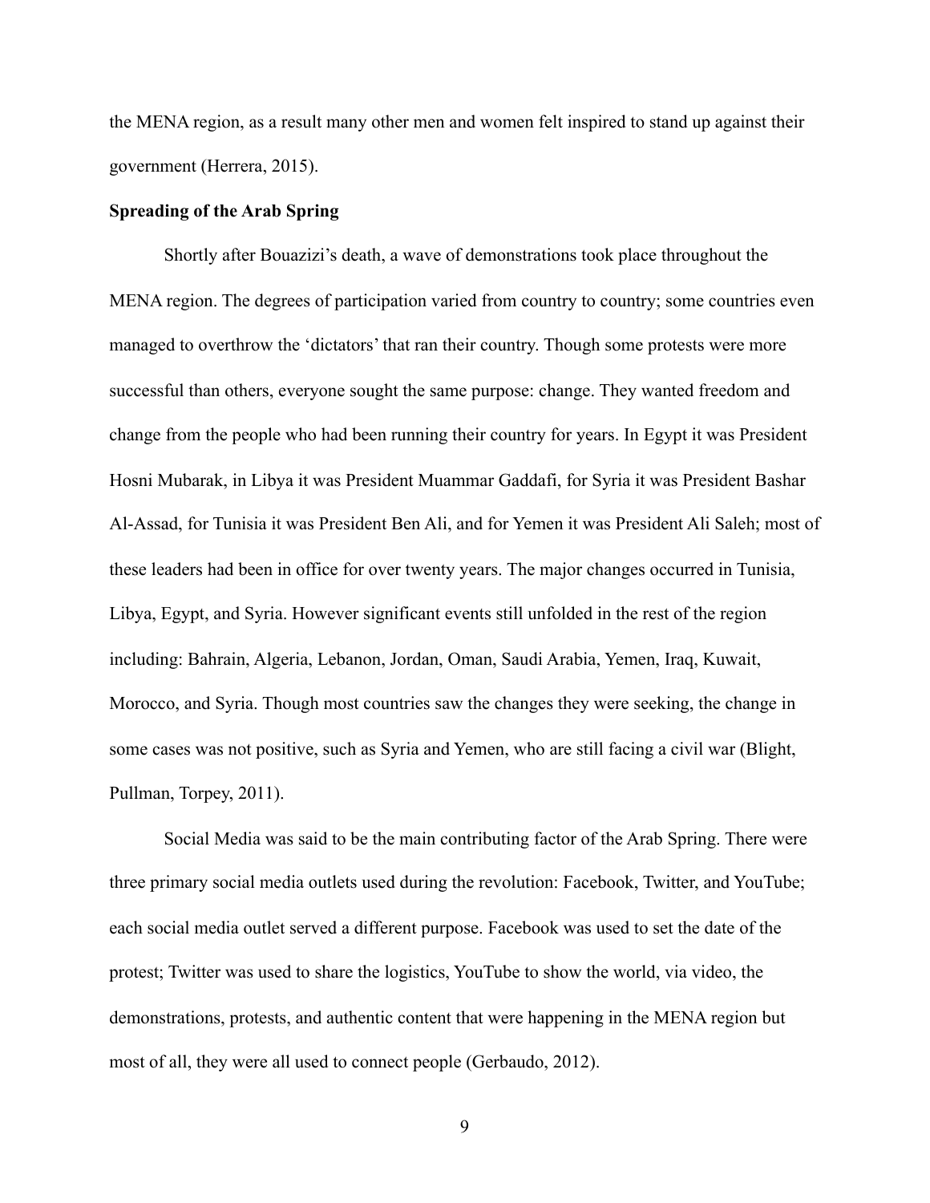the MENA region, as a result many other men and women felt inspired to stand up against their government (Herrera, 2015).

**Spreading of the Arab Spring**

Shortly after Bouazizi's death, a wave of demonstrations took place throughout the MENA region. The degrees of participation varied from country to country; some countries even managed to overthrow the 'dictators' that ran their country. Though some protests were more successful than others, everyone sought the same purpose: change. They wanted freedom and change from the people who had been running their country for years. In Egypt it was President Hosni Mubarak, in Libya it was President Muammar Gaddafi, for Syria it was President Bashar Al-Assad, for Tunisia it was President Ben Ali, and for Yemen it was President Ali Saleh; most of these leaders had been in office for over twenty years. The major changes occurred in Tunisia, Libya, Egypt, and Syria. However significant events still unfolded in the rest of the region including: Bahrain, Algeria, Lebanon, Jordan, Oman, Saudi Arabia, Yemen, Iraq, Kuwait, Morocco, and Syria. Though most countries saw the changes they were seeking, the change in some cases was not positive, such as Syria and Yemen, who are still facing a civil war (Blight, Pullman, Torpey, 2011).

Social Media was said to be the main contributing factor of the Arab Spring. There were three primary social media outlets used during the revolution: Facebook, Twitter, and YouTube; each social media outlet served a different purpose. Facebook was used to set the date of the protest; Twitter was used to share the logistics, YouTube to show the world, via video, the demonstrations, protests, and authentic content that were happening in the MENA region but most of all, they were all used to connect people (Gerbaudo, 2012).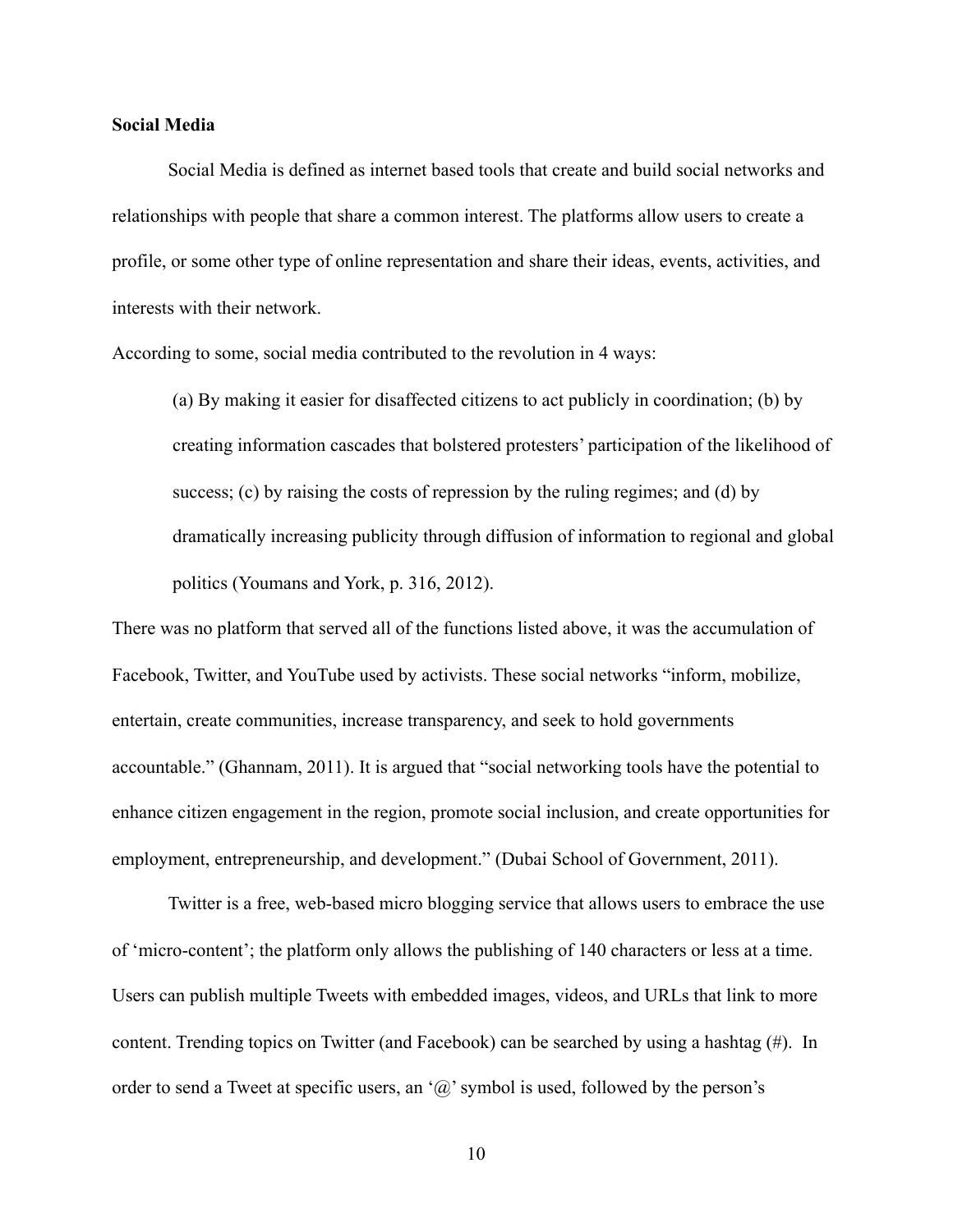**Social Media**

Social Media is defined as internet based tools that create and build social networks and relationships with people that share a common interest. The platforms allow users to create a profile, or some other type of online representation and share their ideas, events, activities, and interests with their network.

According to some, social media contributed to the revolution in 4 ways:

> (a) By making it easier for disaffected citizens to act publicly in coordination; (b) by creating information cascades that bolstered protesters' participation of the likelihood of success; (c) by raising the costs of repression by the ruling regimes; and (d) by dramatically increasing publicity through diffusion of information to regional and global politics (Youmans and York, p. 316, 2012).

There was no platform that served all of the functions listed above, it was the accumulation of Facebook, Twitter, and YouTube used by activists. These social networks "inform, mobilize, entertain, create communities, increase transparency, and seek to hold governments accountable." (Ghannam, 2011). It is argued that "social networking tools have the potential to enhance citizen engagement in the region, promote social inclusion, and create opportunities for employment, entrepreneurship, and development." (Dubai School of Government, 2011).

Twitter is a free, web-based micro blogging service that allows users to embrace the use of 'micro-content'; the platform only allows the publishing of 140 characters or less at a time. Users can publish multiple Tweets with embedded images, videos, and URLs that link to more content. Trending topics on Twitter (and Facebook) can be searched by using a hashtag (#). In order to send a Tweet at specific users, an '@' symbol is used, followed by the person's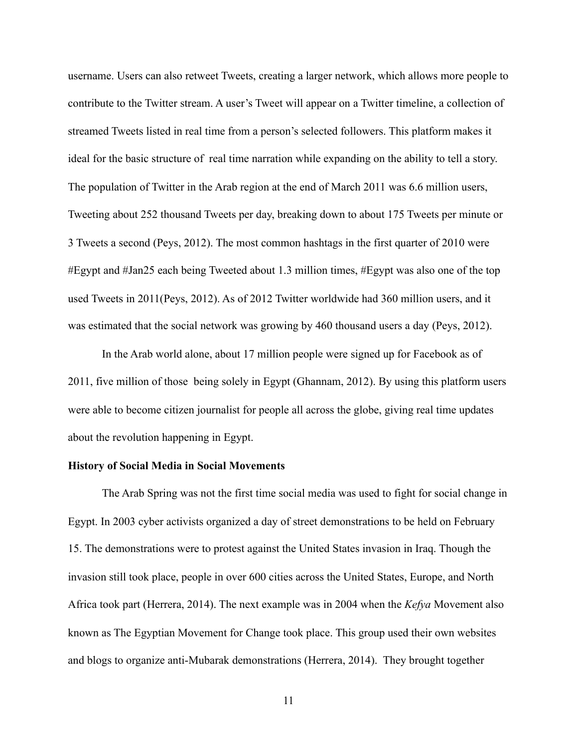username. Users can also retweet Tweets, creating a larger network, which allows more people to contribute to the Twitter stream. A user's Tweet will appear on a Twitter timeline, a collection of streamed Tweets listed in real time from a person's selected followers. This platform makes it ideal for the basic structure of real time narration while expanding on the ability to tell a story. The population of Twitter in the Arab region at the end of March 2011 was 6.6 million users, Tweeting about 252 thousand Tweets per day, breaking down to about 175 Tweets per minute or 3 Tweets a second (Peys, 2012). The most common hashtags in the first quarter of 2010 were #Egypt and #Jan25 each being Tweeted about 1.3 million times, #Egypt was also one of the top used Tweets in 2011(Peys, 2012). As of 2012 Twitter worldwide had 360 million users, and it was estimated that the social network was growing by 460 thousand users a day (Peys, 2012).

In the Arab world alone, about 17 million people were signed up for Facebook as of 2011, five million of those being solely in Egypt (Ghannam, 2012). By using this platform users were able to become citizen journalist for people all across the globe, giving real time updates about the revolution happening in Egypt.

**History of Social Media in Social Movements**

The Arab Spring was not the first time social media was used to fight for social change in Egypt. In 2003 cyber activists organized a day of street demonstrations to be held on February 15. The demonstrations were to protest against the United States invasion in Iraq. Though the invasion still took place, people in over 600 cities across the United States, Europe, and North Africa took part (Herrera, 2014). The next example was in 2004 when the *Kefya* Movement also known as The Egyptian Movement for Change took place. This group used their own websites and blogs to organize anti-Mubarak demonstrations (Herrera, 2014). They brought together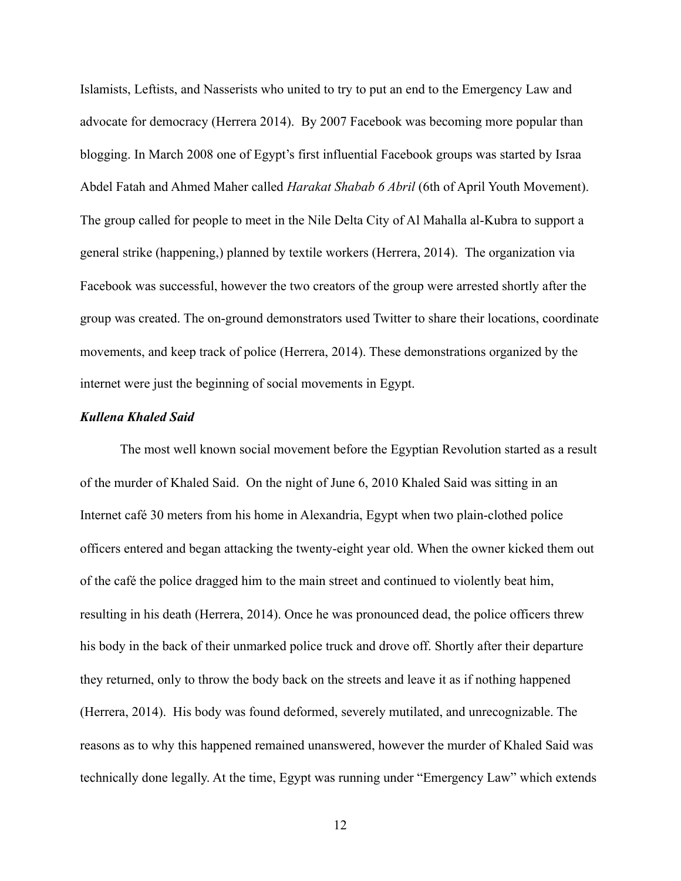Islamists, Leftists, and Nasserists who united to try to put an end to the Emergency Law and advocate for democracy (Herrera 2014). By 2007 Facebook was becoming more popular than blogging. In March 2008 one of Egypt's first influential Facebook groups was started by Israa Abdel Fatah and Ahmed Maher called *Harakat Shabab 6 Abril* (6th of April Youth Movement). The group called for people to meet in the Nile Delta City of Al Mahalla al-Kubra to support a general strike (happening,) planned by textile workers (Herrera, 2014). The organization via Facebook was successful, however the two creators of the group were arrested shortly after the group was created. The on-ground demonstrators used Twitter to share their locations, coordinate movements, and keep track of police (Herrera, 2014). These demonstrations organized by the internet were just the beginning of social movements in Egypt.

### ***Kullena Khaled Said***

The most well known social movement before the Egyptian Revolution started as a result of the murder of Khaled Said. On the night of June 6, 2010 Khaled Said was sitting in an Internet café 30 meters from his home in Alexandria, Egypt when two plain-clothed police officers entered and began attacking the twenty-eight year old. When the owner kicked them out of the café the police dragged him to the main street and continued to violently beat him, resulting in his death (Herrera, 2014). Once he was pronounced dead, the police officers threw his body in the back of their unmarked police truck and drove off. Shortly after their departure they returned, only to throw the body back on the streets and leave it as if nothing happened (Herrera, 2014). His body was found deformed, severely mutilated, and unrecognizable. The reasons as to why this happened remained unanswered, however the murder of Khaled Said was technically done legally. At the time, Egypt was running under "Emergency Law" which extends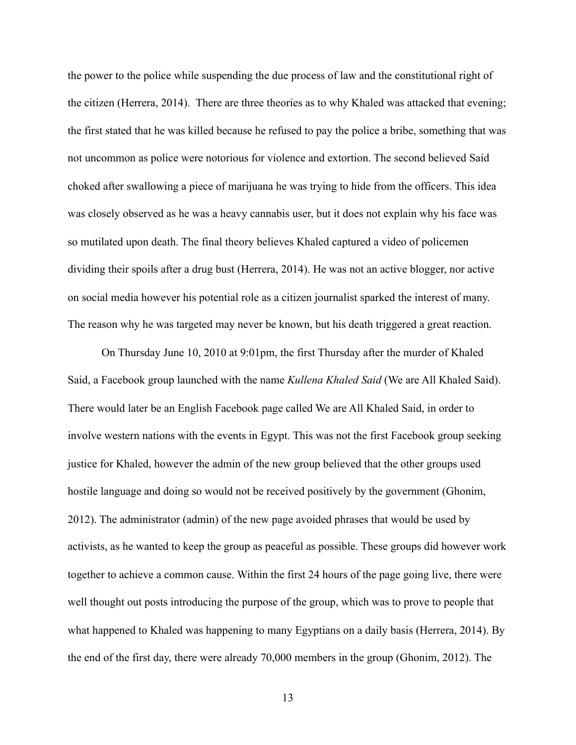the power to the police while suspending the due process of law and the constitutional right of the citizen (Herrera, 2014). There are three theories as to why Khaled was attacked that evening; the first stated that he was killed because he refused to pay the police a bribe, something that was not uncommon as police were notorious for violence and extortion. The second believed Said choked after swallowing a piece of marijuana he was trying to hide from the officers. This idea was closely observed as he was a heavy cannabis user, but it does not explain why his face was so mutilated upon death. The final theory believes Khaled captured a video of policemen dividing their spoils after a drug bust (Herrera, 2014). He was not an active blogger, nor active on social media however his potential role as a citizen journalist sparked the interest of many. The reason why he was targeted may never be known, but his death triggered a great reaction.

On Thursday June 10, 2010 at 9:01pm, the first Thursday after the murder of Khaled Said, a Facebook group launched with the name *Kullena Khaled Said* (We are All Khaled Said). There would later be an English Facebook page called We are All Khaled Said, in order to involve western nations with the events in Egypt. This was not the first Facebook group seeking justice for Khaled, however the admin of the new group believed that the other groups used hostile language and doing so would not be received positively by the government (Ghonim, 2012). The administrator (admin) of the new page avoided phrases that would be used by activists, as he wanted to keep the group as peaceful as possible. These groups did however work together to achieve a common cause. Within the first 24 hours of the page going live, there were well thought out posts introducing the purpose of the group, which was to prove to people that what happened to Khaled was happening to many Egyptians on a daily basis (Herrera, 2014). By the end of the first day, there were already 70,000 members in the group (Ghonim, 2012). The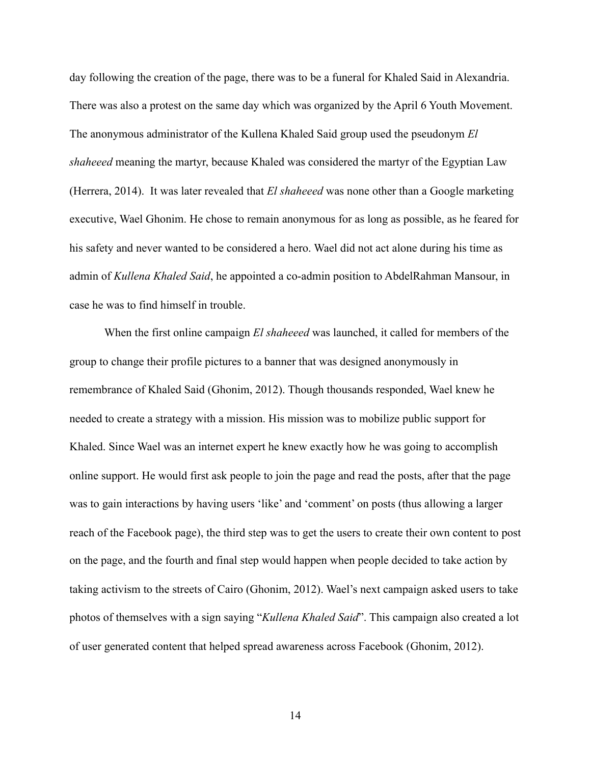day following the creation of the page, there was to be a funeral for Khaled Said in Alexandria. There was also a protest on the same day which was organized by the April 6 Youth Movement. The anonymous administrator of the Kullena Khaled Said group used the pseudonym *El shaheeed* meaning the martyr, because Khaled was considered the martyr of the Egyptian Law (Herrera, 2014). It was later revealed that *El shaheeed* was none other than a Google marketing executive, Wael Ghonim. He chose to remain anonymous for as long as possible, as he feared for his safety and never wanted to be considered a hero. Wael did not act alone during his time as admin of *Kullena Khaled Said*, he appointed a co-admin position to AbdelRahman Mansour, in case he was to find himself in trouble.

When the first online campaign *El shaheeed* was launched, it called for members of the group to change their profile pictures to a banner that was designed anonymously in remembrance of Khaled Said (Ghonim, 2012). Though thousands responded, Wael knew he needed to create a strategy with a mission. His mission was to mobilize public support for Khaled. Since Wael was an internet expert he knew exactly how he was going to accomplish online support. He would first ask people to join the page and read the posts, after that the page was to gain interactions by having users 'like' and 'comment' on posts (thus allowing a larger reach of the Facebook page), the third step was to get the users to create their own content to post on the page, and the fourth and final step would happen when people decided to take action by taking activism to the streets of Cairo (Ghonim, 2012). Wael's next campaign asked users to take photos of themselves with a sign saying "*Kullena Khaled Said*". This campaign also created a lot of user generated content that helped spread awareness across Facebook (Ghonim, 2012).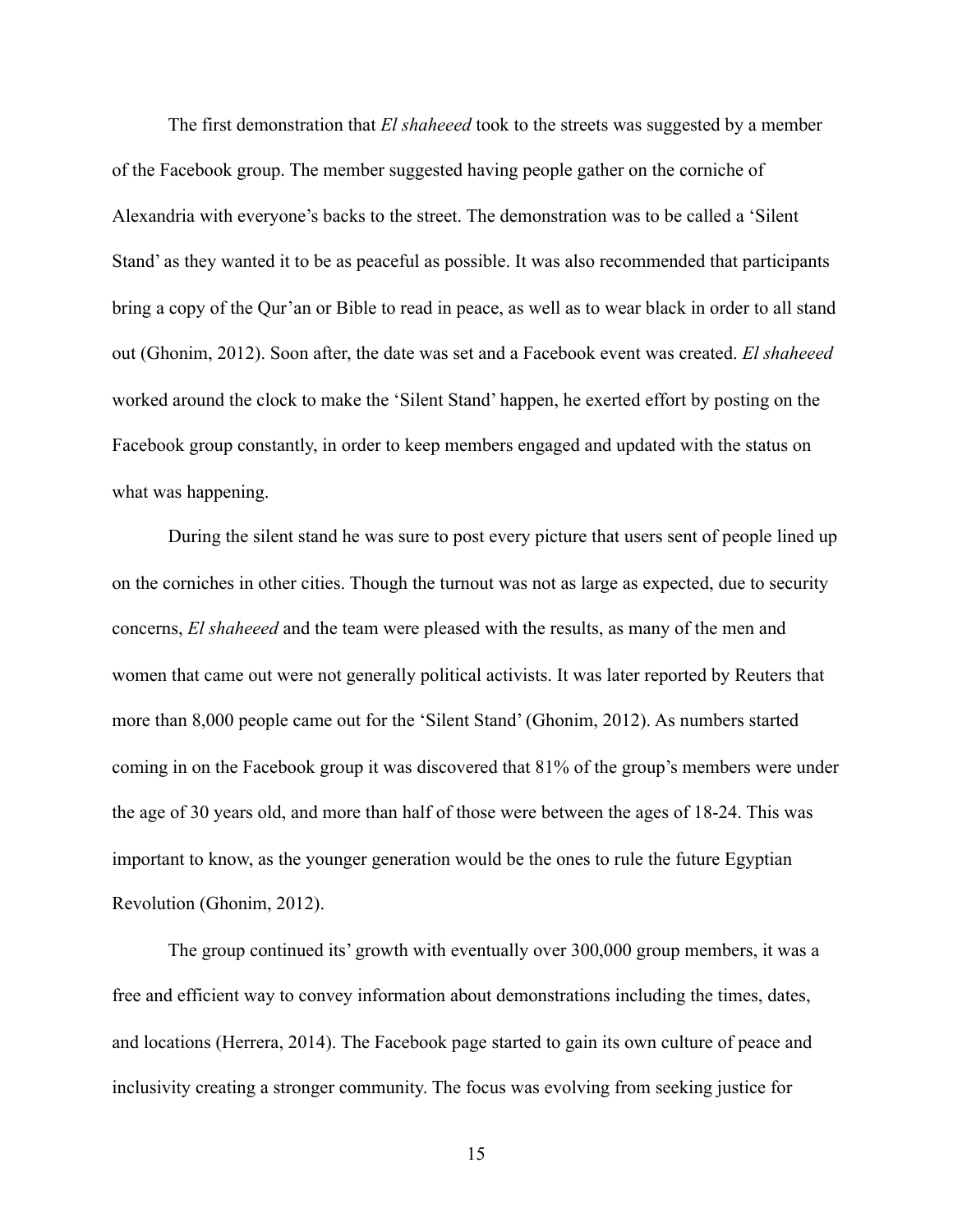The first demonstration that *El shaheeed* took to the streets was suggested by a member of the Facebook group. The member suggested having people gather on the corniche of Alexandria with everyone's backs to the street. The demonstration was to be called a 'Silent Stand' as they wanted it to be as peaceful as possible. It was also recommended that participants bring a copy of the Qur'an or Bible to read in peace, as well as to wear black in order to all stand out (Ghonim, 2012). Soon after, the date was set and a Facebook event was created. *El shaheeed* worked around the clock to make the 'Silent Stand' happen, he exerted effort by posting on the Facebook group constantly, in order to keep members engaged and updated with the status on what was happening.

During the silent stand he was sure to post every picture that users sent of people lined up on the corniches in other cities. Though the turnout was not as large as expected, due to security concerns, *El shaheeed* and the team were pleased with the results, as many of the men and women that came out were not generally political activists. It was later reported by Reuters that more than 8,000 people came out for the 'Silent Stand' (Ghonim, 2012). As numbers started coming in on the Facebook group it was discovered that 81% of the group's members were under the age of 30 years old, and more than half of those were between the ages of 18-24. This was important to know, as the younger generation would be the ones to rule the future Egyptian Revolution (Ghonim, 2012).

The group continued its' growth with eventually over 300,000 group members, it was a free and efficient way to convey information about demonstrations including the times, dates, and locations (Herrera, 2014). The Facebook page started to gain its own culture of peace and inclusivity creating a stronger community. The focus was evolving from seeking justice for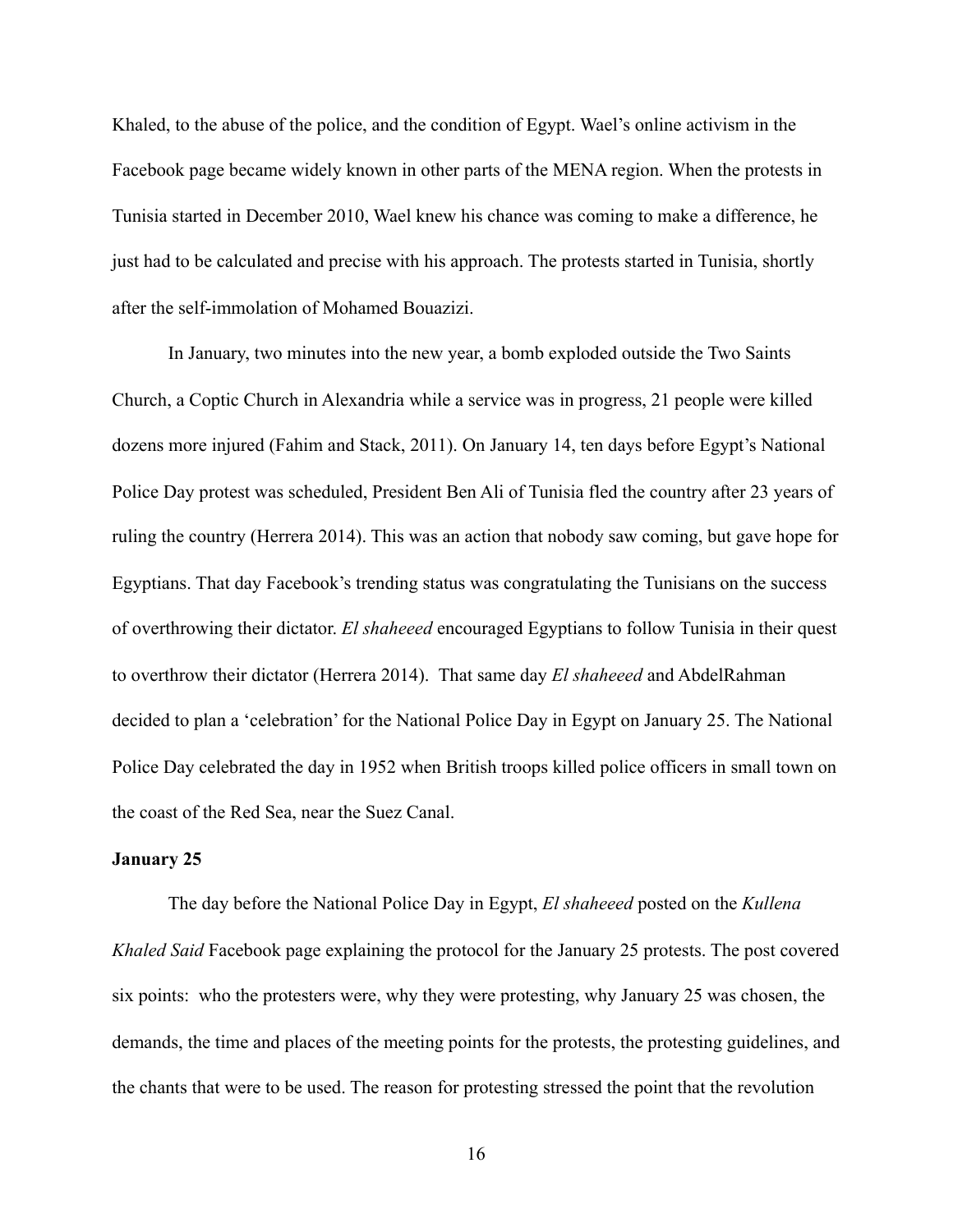Khaled, to the abuse of the police, and the condition of Egypt. Wael's online activism in the Facebook page became widely known in other parts of the MENA region. When the protests in Tunisia started in December 2010, Wael knew his chance was coming to make a difference, he just had to be calculated and precise with his approach. The protests started in Tunisia, shortly after the self-immolation of Mohamed Bouazizi.

In January, two minutes into the new year, a bomb exploded outside the Two Saints Church, a Coptic Church in Alexandria while a service was in progress, 21 people were killed dozens more injured (Fahim and Stack, 2011). On January 14, ten days before Egypt's National Police Day protest was scheduled, President Ben Ali of Tunisia fled the country after 23 years of ruling the country (Herrera 2014). This was an action that nobody saw coming, but gave hope for Egyptians. That day Facebook's trending status was congratulating the Tunisians on the success of overthrowing their dictator. *El shaheeed* encouraged Egyptians to follow Tunisia in their quest to overthrow their dictator (Herrera 2014). That same day *El shaheeed* and AbdelRahman decided to plan a 'celebration' for the National Police Day in Egypt on January 25. The National Police Day celebrated the day in 1952 when British troops killed police officers in small town on the coast of the Red Sea, near the Suez Canal.

**January 25**

The day before the National Police Day in Egypt, *El shaheeed* posted on the *Kullena Khaled Said* Facebook page explaining the protocol for the January 25 protests. The post covered six points: who the protesters were, why they were protesting, why January 25 was chosen, the demands, the time and places of the meeting points for the protests, the protesting guidelines, and the chants that were to be used. The reason for protesting stressed the point that the revolution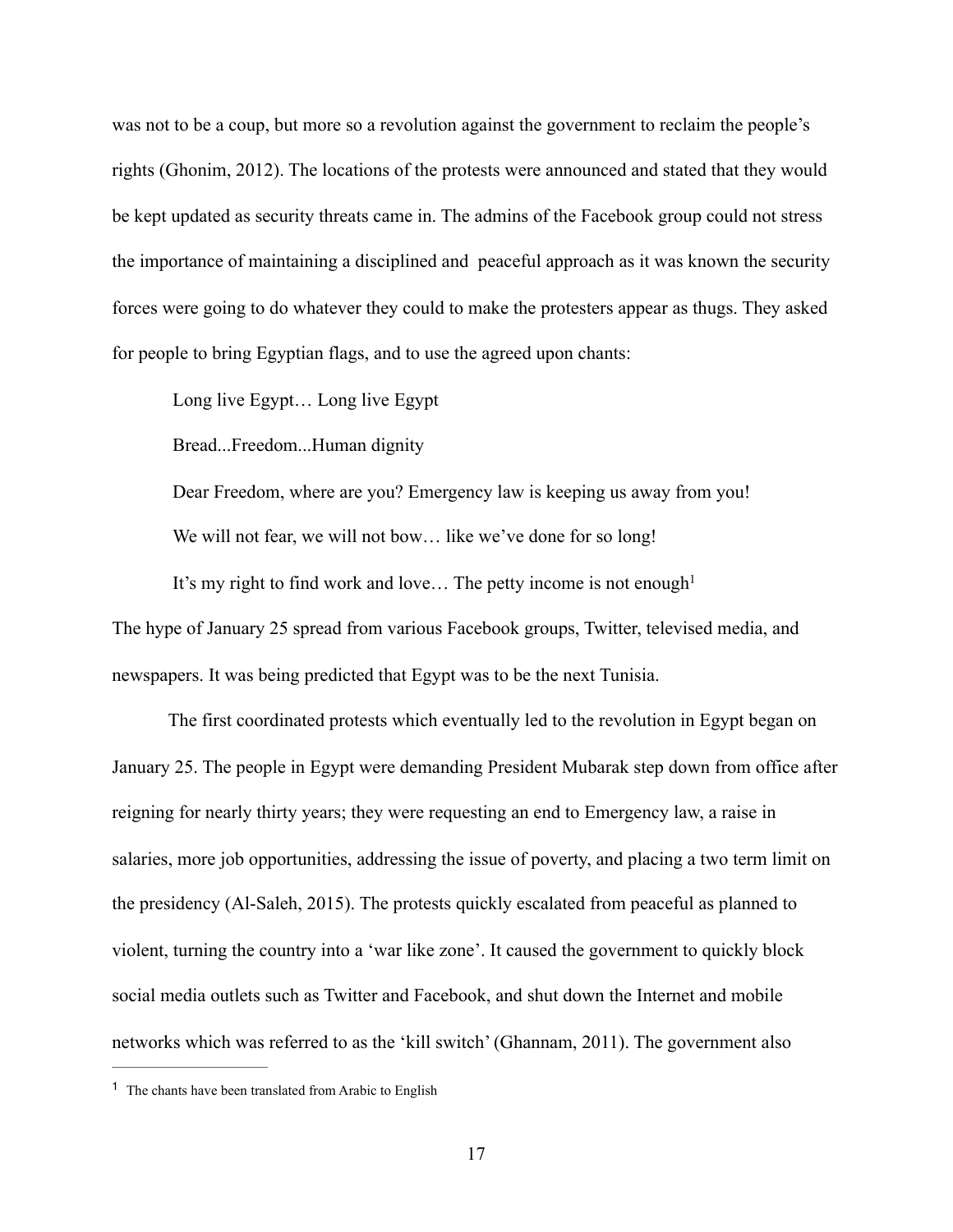was not to be a coup, but more so a revolution against the government to reclaim the people's rights (Ghonim, 2012). The locations of the protests were announced and stated that they would be kept updated as security threats came in. The admins of the Facebook group could not stress the importance of maintaining a disciplined and  peaceful approach as it was known the security forces were going to do whatever they could to make the protesters appear as thugs. They asked for people to bring Egyptian flags, and to use the agreed upon chants:

> Long live Egypt… Long live Egypt
>
> Bread...Freedom...Human dignity
>
> Dear Freedom, where are you? Emergency law is keeping us away from you!
>
> We will not fear, we will not bow… like we've done for so long!
>
> It's my right to find work and love… The petty income is not enough[1]

The hype of January 25 spread from various Facebook groups, Twitter, televised media, and newspapers. It was being predicted that Egypt was to be the next Tunisia.

The first coordinated protests which eventually led to the revolution in Egypt began on January 25. The people in Egypt were demanding President Mubarak step down from office after reigning for nearly thirty years; they were requesting an end to Emergency law, a raise in salaries, more job opportunities, addressing the issue of poverty, and placing a two term limit on the presidency (Al-Saleh, 2015). The protests quickly escalated from peaceful as planned to violent, turning the country into a 'war like zone'. It caused the government to quickly block social media outlets such as Twitter and Facebook, and shut down the Internet and mobile networks which was referred to as the 'kill switch' (Ghannam, 2011). The government also

---

[1] The chants have been translated from Arabic to English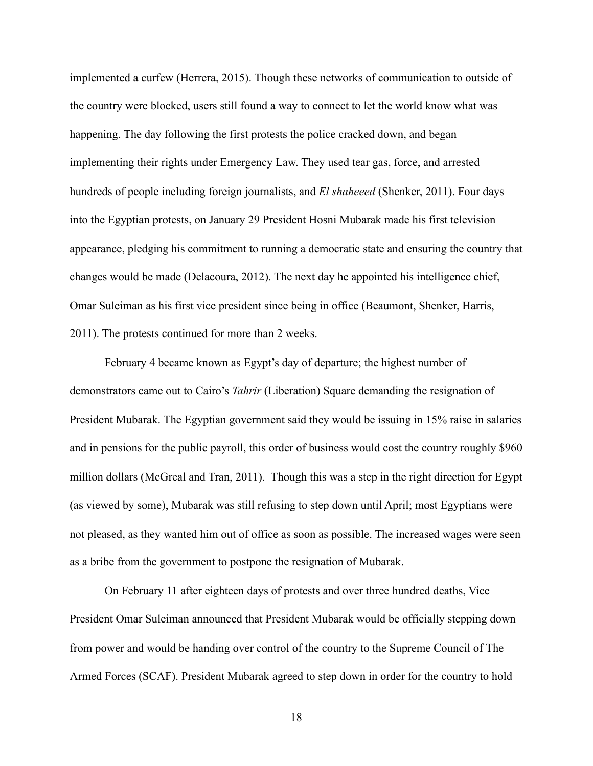implemented a curfew (Herrera, 2015). Though these networks of communication to outside of the country were blocked, users still found a way to connect to let the world know what was happening. The day following the first protests the police cracked down, and began implementing their rights under Emergency Law. They used tear gas, force, and arrested hundreds of people including foreign journalists, and *El shaheeed* (Shenker, 2011). Four days into the Egyptian protests, on January 29 President Hosni Mubarak made his first television appearance, pledging his commitment to running a democratic state and ensuring the country that changes would be made (Delacoura, 2012). The next day he appointed his intelligence chief, Omar Suleiman as his first vice president since being in office (Beaumont, Shenker, Harris, 2011). The protests continued for more than 2 weeks.

February 4 became known as Egypt's day of departure; the highest number of demonstrators came out to Cairo's *Tahrir* (Liberation) Square demanding the resignation of President Mubarak. The Egyptian government said they would be issuing in 15% raise in salaries and in pensions for the public payroll, this order of business would cost the country roughly $960 million dollars (McGreal and Tran, 2011). Though this was a step in the right direction for Egypt (as viewed by some), Mubarak was still refusing to step down until April; most Egyptians were not pleased, as they wanted him out of office as soon as possible. The increased wages were seen as a bribe from the government to postpone the resignation of Mubarak.

On February 11 after eighteen days of protests and over three hundred deaths, Vice President Omar Suleiman announced that President Mubarak would be officially stepping down from power and would be handing over control of the country to the Supreme Council of The Armed Forces (SCAF). President Mubarak agreed to step down in order for the country to hold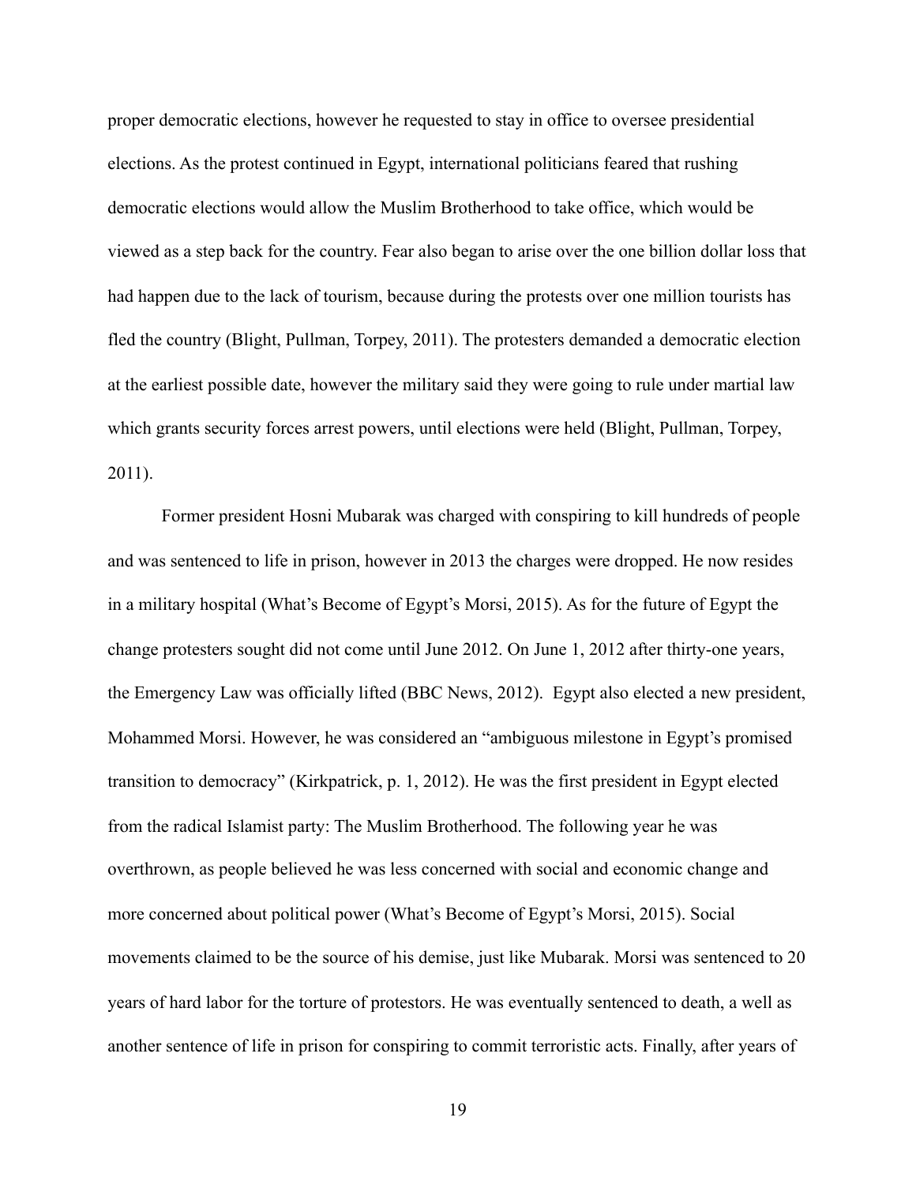proper democratic elections, however he requested to stay in office to oversee presidential elections. As the protest continued in Egypt, international politicians feared that rushing democratic elections would allow the Muslim Brotherhood to take office, which would be viewed as a step back for the country. Fear also began to arise over the one billion dollar loss that had happen due to the lack of tourism, because during the protests over one million tourists has fled the country (Blight, Pullman, Torpey, 2011). The protesters demanded a democratic election at the earliest possible date, however the military said they were going to rule under martial law which grants security forces arrest powers, until elections were held (Blight, Pullman, Torpey, 2011).

Former president Hosni Mubarak was charged with conspiring to kill hundreds of people and was sentenced to life in prison, however in 2013 the charges were dropped. He now resides in a military hospital (What's Become of Egypt's Morsi, 2015). As for the future of Egypt the change protesters sought did not come until June 2012. On June 1, 2012 after thirty-one years, the Emergency Law was officially lifted (BBC News, 2012). Egypt also elected a new president, Mohammed Morsi. However, he was considered an "ambiguous milestone in Egypt's promised transition to democracy" (Kirkpatrick, p. 1, 2012). He was the first president in Egypt elected from the radical Islamist party: The Muslim Brotherhood. The following year he was overthrown, as people believed he was less concerned with social and economic change and more concerned about political power (What's Become of Egypt's Morsi, 2015). Social movements claimed to be the source of his demise, just like Mubarak. Morsi was sentenced to 20 years of hard labor for the torture of protestors. He was eventually sentenced to death, a well as another sentence of life in prison for conspiring to commit terroristic acts. Finally, after years of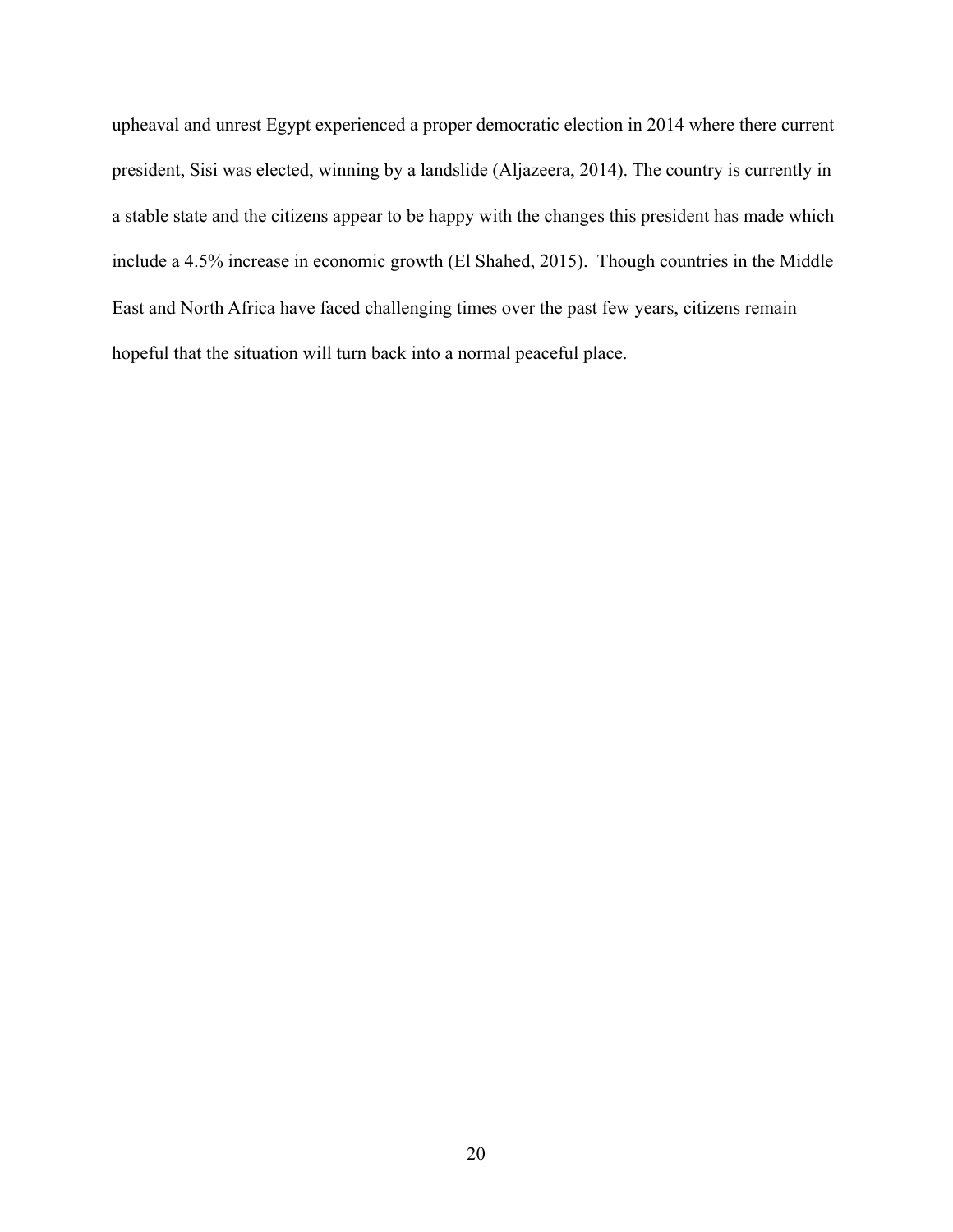upheaval and unrest Egypt experienced a proper democratic election in 2014 where there current president, Sisi was elected, winning by a landslide (Aljazeera, 2014). The country is currently in a stable state and the citizens appear to be happy with the changes this president has made which include a 4.5% increase in economic growth (El Shahed, 2015). Though countries in the Middle East and North Africa have faced challenging times over the past few years, citizens remain hopeful that the situation will turn back into a normal peaceful place.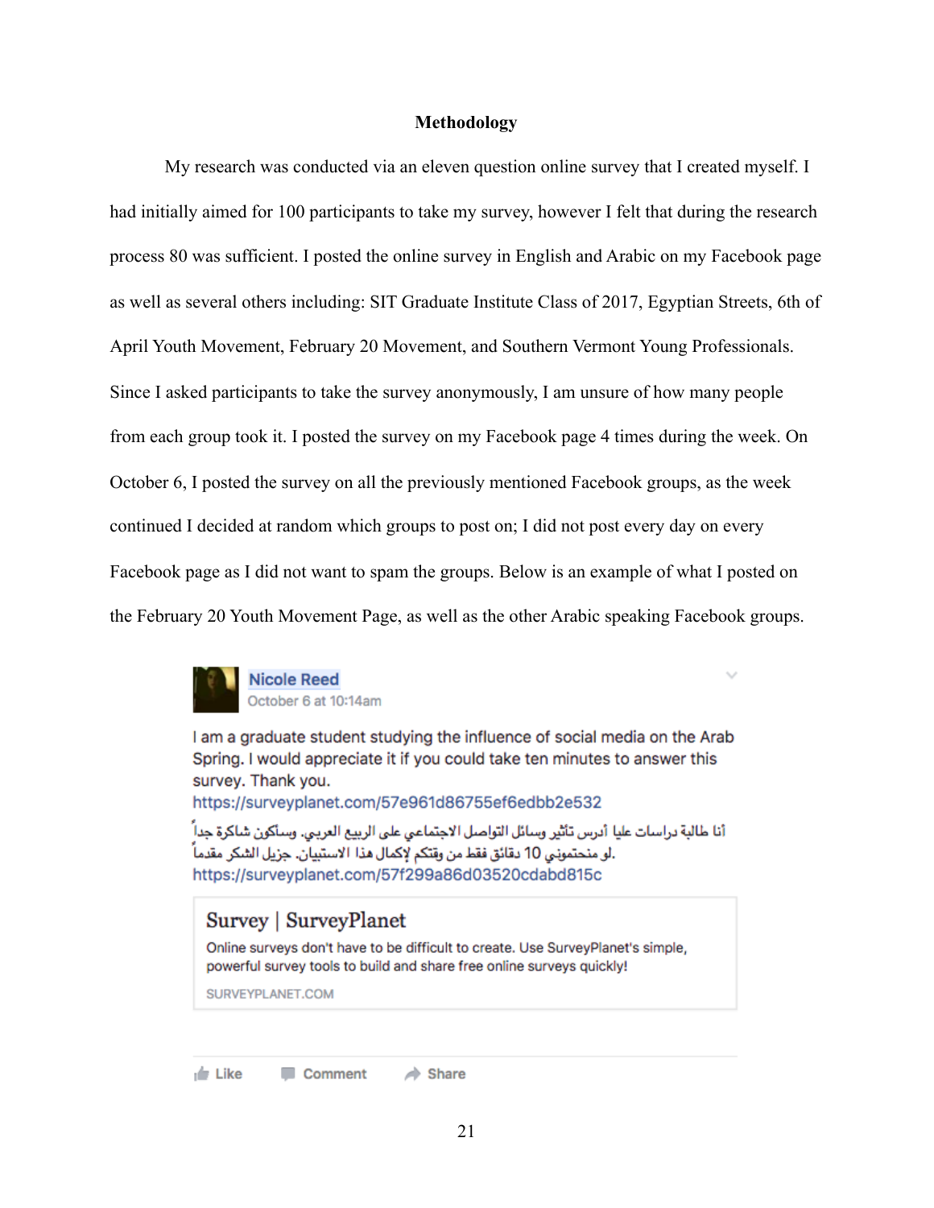# Methodology

My research was conducted via an eleven question online survey that I created myself. I had initially aimed for 100 participants to take my survey, however I felt that during the research process 80 was sufficient. I posted the online survey in English and Arabic on my Facebook page as well as several others including: SIT Graduate Institute Class of 2017, Egyptian Streets, 6th of April Youth Movement, February 20 Movement, and Southern Vermont Young Professionals. Since I asked participants to take the survey anonymously, I am unsure of how many people from each group took it. I posted the survey on my Facebook page 4 times during the week. On October 6, I posted the survey on all the previously mentioned Facebook groups, as the week continued I decided at random which groups to post on; I did not post every day on every Facebook page as I did not want to spam the groups. Below is an example of what I posted on the February 20 Youth Movement Page, as well as the other Arabic speaking Facebook groups.

Nicole Reed
October 6 at 10:14am

I am a graduate student studying the influence of social media on the Arab Spring. I would appreciate it if you could take ten minutes to answer this survey. Thank you.
https://surveyplanet.com/57e961d86755ef6edbb2e532

أنا طالبة دراسات عليا أدرس تأثير وسائل التواصل الاجتماعي على الربيع العربي. وسأكون شاكرة جداً لو منحتموني 10 دقائق فقط من وقتكم لإكمال هذا الاستبيان. جزيل الشكر مقدماً.
https://surveyplanet.com/57f299a86d03520cdabd815c

Survey | SurveyPlanet
Online surveys don't have to be difficult to create. Use SurveyPlanet's simple, powerful survey tools to build and share free online surveys quickly!
SURVEYPLANET.COM

Like Comment Share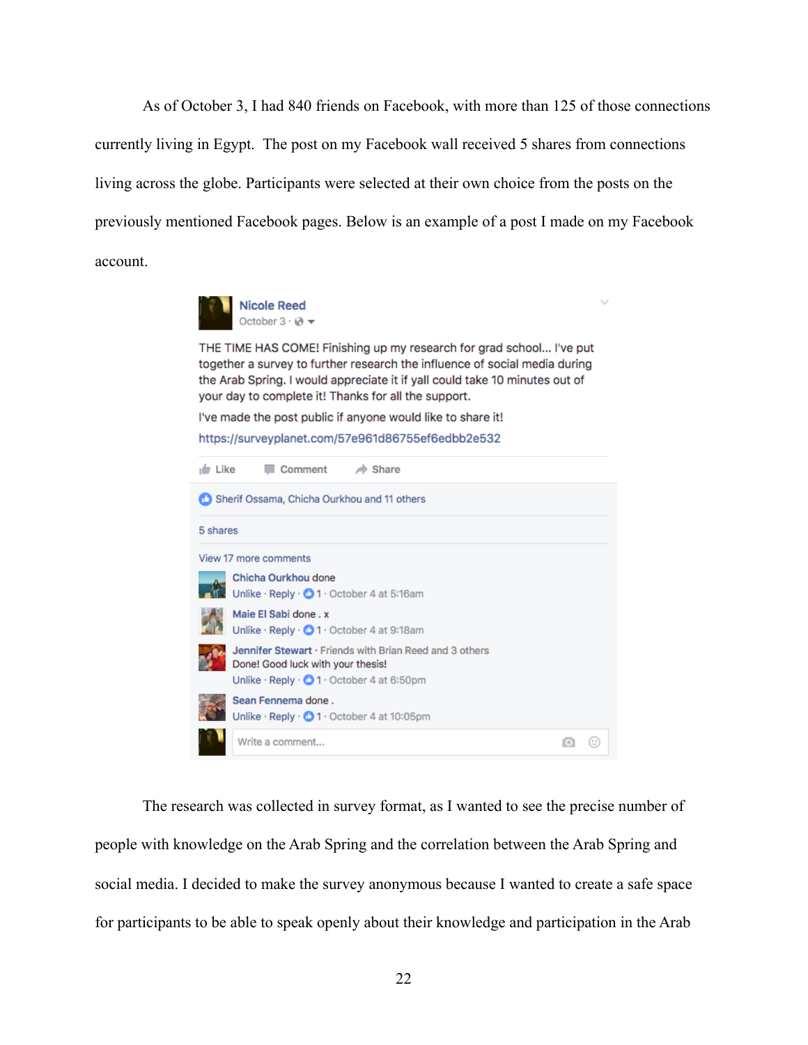As of October 3, I had 840 friends on Facebook, with more than 125 of those connections currently living in Egypt. The post on my Facebook wall received 5 shares from connections living across the globe. Participants were selected at their own choice from the posts on the previously mentioned Facebook pages. Below is an example of a post I made on my Facebook account.

> **Nicole Reed**
> October 3
>
> THE TIME HAS COME! Finishing up my research for grad school... I've put together a survey to further research the influence of social media during the Arab Spring. I would appreciate it if yall could take 10 minutes out of your day to complete it! Thanks for all the support.
>
> I've made the post public if anyone would like to share it!
>
> https://surveyplanet.com/57e961d86755ef6edbb2e532
>
> Like · Comment · Share
>
> Sherif Ossama, Chicha Ourkhou and 11 others
>
> 5 shares
>
> View 17 more comments
>
> **Chicha Ourkhou** done
> Unlike · Reply · 1 · October 4 at 5:16am
>
> **Maie El Sabi** done . x
> Unlike · Reply · 1 · October 4 at 9:18am
>
> **Jennifer Stewart** · Friends with Brian Reed and 3 others
> Done! Good luck with your thesis!
> Unlike · Reply · 1 · October 4 at 6:50pm
>
> **Sean Fennema** done .
> Unlike · Reply · 1 · October 4 at 10:05pm
>
> Write a comment...

The research was collected in survey format, as I wanted to see the precise number of people with knowledge on the Arab Spring and the correlation between the Arab Spring and social media. I decided to make the survey anonymous because I wanted to create a safe space for participants to be able to speak openly about their knowledge and participation in the Arab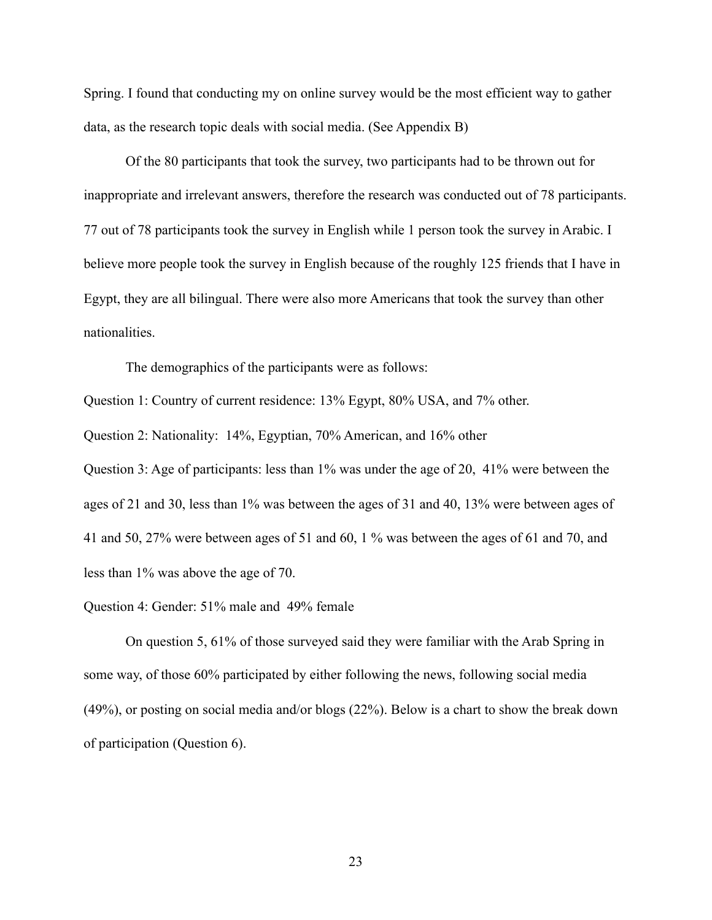Spring. I found that conducting my on online survey would be the most efficient way to gather data, as the research topic deals with social media. (See Appendix B)

Of the 80 participants that took the survey, two participants had to be thrown out for inappropriate and irrelevant answers, therefore the research was conducted out of 78 participants. 77 out of 78 participants took the survey in English while 1 person took the survey in Arabic. I believe more people took the survey in English because of the roughly 125 friends that I have in Egypt, they are all bilingual. There were also more Americans that took the survey than other nationalities.

The demographics of the participants were as follows:

Question 1: Country of current residence: 13% Egypt, 80% USA, and 7% other.

Question 2: Nationality: 14%, Egyptian, 70% American, and 16% other

Question 3: Age of participants: less than 1% was under the age of 20, 41% were between the ages of 21 and 30, less than 1% was between the ages of 31 and 40, 13% were between ages of 41 and 50, 27% were between ages of 51 and 60, 1 % was between the ages of 61 and 70, and less than 1% was above the age of 70.

Question 4: Gender: 51% male and 49% female

On question 5, 61% of those surveyed said they were familiar with the Arab Spring in some way, of those 60% participated by either following the news, following social media (49%), or posting on social media and/or blogs (22%). Below is a chart to show the break down of participation (Question 6).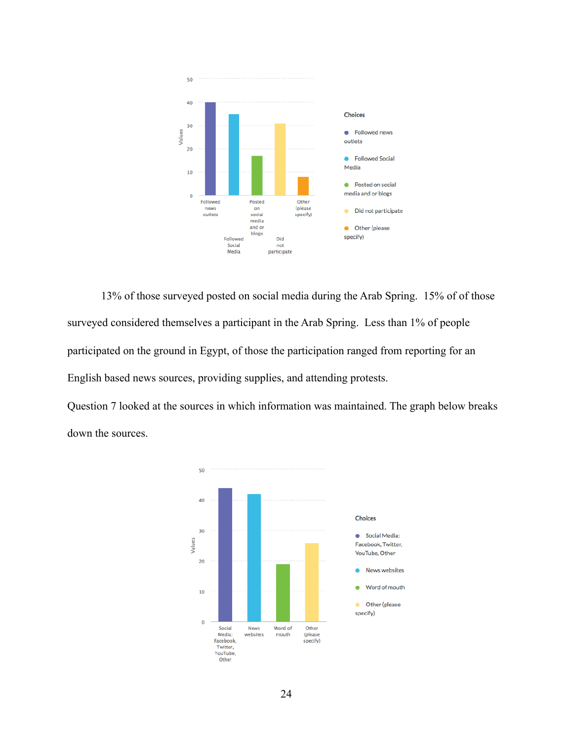50

40

30

20

10

0

Values

Followed news outlets

Followed Social Media

Posted on social media and or blogs

Did not participate

Other (please specify)

Choices

Followed news outlets

Followed Social Media

Posted on social media and or blogs

Did not participate

Other (please specify)

13% of those surveyed posted on social media during the Arab Spring. 15% of of those surveyed considered themselves a participant in the Arab Spring. Less than 1% of people participated on the ground in Egypt, of those the participation ranged from reporting for an English based news sources, providing supplies, and attending protests.

Question 7 looked at the sources in which information was maintained. The graph below breaks down the sources.

50

40

30

20

10

0

Values

Social Media: Facebook, Twitter, YouTube, Other

News websites

Word of mouth

Other (please specify)

Choices

Social Media: Facebook, Twitter, YouTube, Other

News websites

Word of mouth

Other (please specify)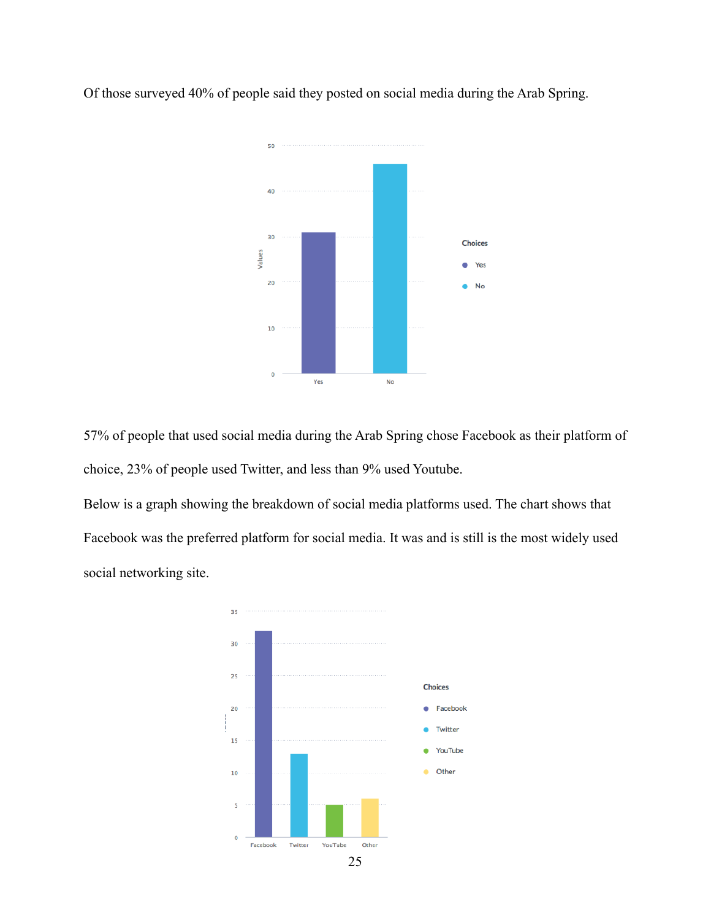Of those surveyed 40% of people said they posted on social media during the Arab Spring.

50
40
30
20
10
0
Values
Yes
No
Choices
Yes
No

57% of people that used social media during the Arab Spring chose Facebook as their platform of choice, 23% of people used Twitter, and less than 9% used Youtube.

Below is a graph showing the breakdown of social media platforms used. The chart shows that Facebook was the preferred platform for social media. It was and is still is the most widely used social networking site.

35
30
25
20
15
10
5
0
Facebook
Twitter
YouTube
Other
Choices
Facebook
Twitter
YouTube
Other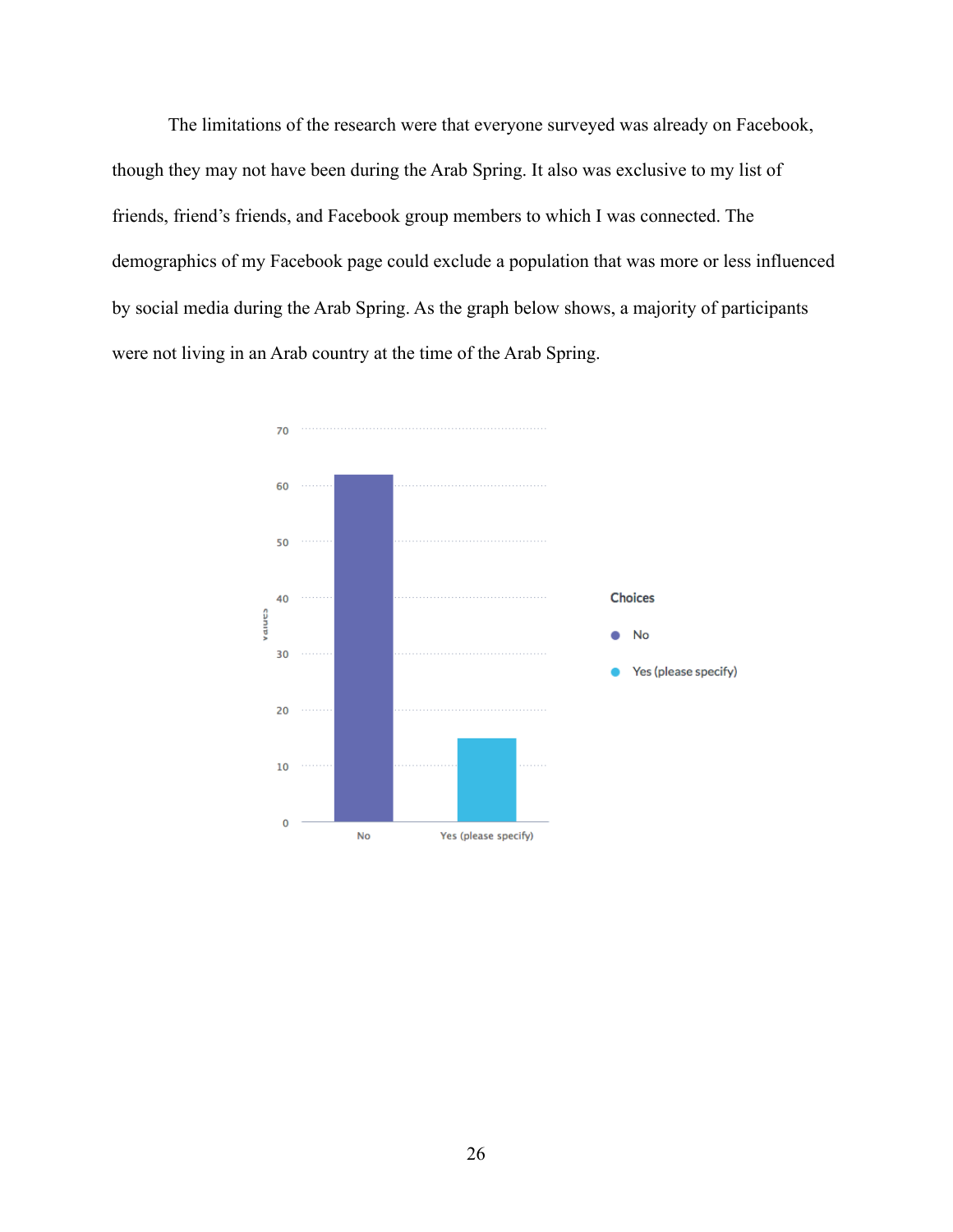The limitations of the research were that everyone surveyed was already on Facebook, though they may not have been during the Arab Spring. It also was exclusive to my list of friends, friend's friends, and Facebook group members to which I was connected. The demographics of my Facebook page could exclude a population that was more or less influenced by social media during the Arab Spring. As the graph below shows, a majority of participants were not living in an Arab country at the time of the Arab Spring.

Values

70

60

50

40

30

20

10

0

No

Yes (please specify)

Choices

No

Yes (please specify)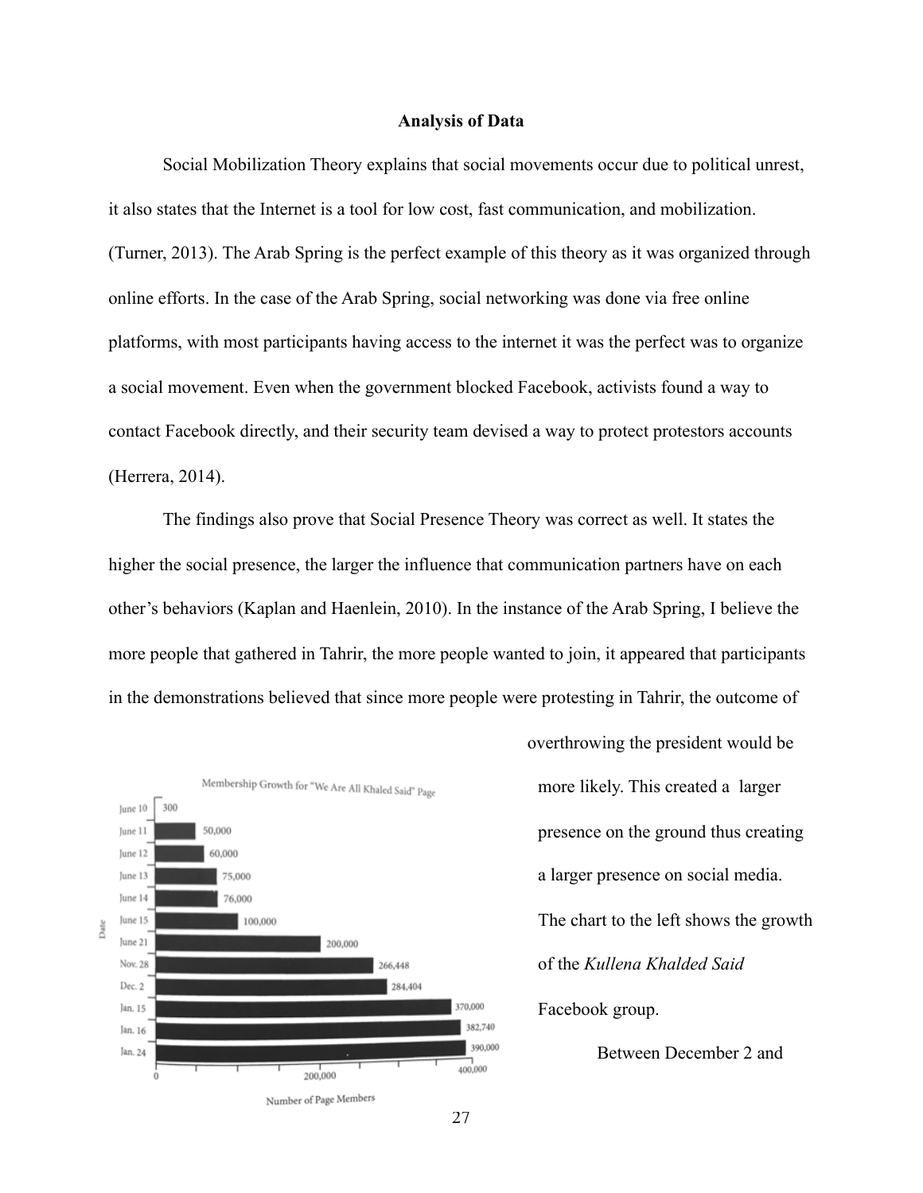**Analysis of Data**

Social Mobilization Theory explains that social movements occur due to political unrest, it also states that the Internet is a tool for low cost, fast communication, and mobilization. (Turner, 2013). The Arab Spring is the perfect example of this theory as it was organized through online efforts. In the case of the Arab Spring, social networking was done via free online platforms, with most participants having access to the internet it was the perfect was to organize a social movement. Even when the government blocked Facebook, activists found a way to contact Facebook directly, and their security team devised a way to protect protestors accounts (Herrera, 2014).

The findings also prove that Social Presence Theory was correct as well. It states the higher the social presence, the larger the influence that communication partners have on each other's behaviors (Kaplan and Haenlein, 2010). In the instance of the Arab Spring, I believe the more people that gathered in Tahrir, the more people wanted to join, it appeared that participants in the demonstrations believed that since more people were protesting in Tahrir, the outcome of overthrowing the president would be more likely. This created a larger presence on the ground thus creating a larger presence on social media. The chart to the left shows the growth of the *Kullena Khalded Said* Facebook group.

Membership Growth for "We Are All Khaled Said" Page

Date

June 10 300
June 11 50,000
June 12 60,000
June 13 75,000
June 14 76,000
June 15 100,000
June 21 200,000
Nov. 28 266,448
Dec. 2 284,404
Jan. 15 370,000
Jan. 16 382,740
Jan. 24 390,000

0
200,000
400,000

Number of Page Members

Between December 2 and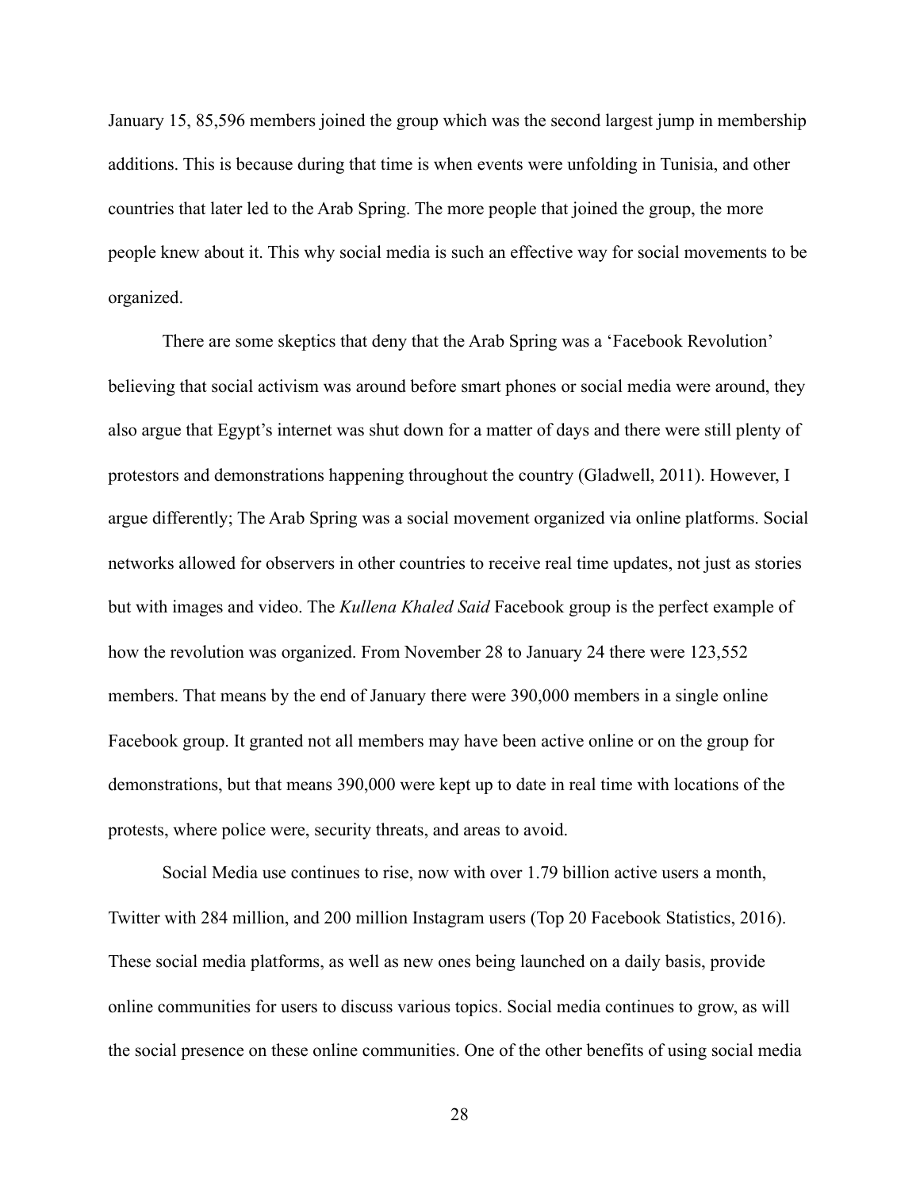January 15, 85,596 members joined the group which was the second largest jump in membership additions. This is because during that time is when events were unfolding in Tunisia, and other countries that later led to the Arab Spring. The more people that joined the group, the more people knew about it. This why social media is such an effective way for social movements to be organized.

There are some skeptics that deny that the Arab Spring was a 'Facebook Revolution' believing that social activism was around before smart phones or social media were around, they also argue that Egypt's internet was shut down for a matter of days and there were still plenty of protestors and demonstrations happening throughout the country (Gladwell, 2011). However, I argue differently; The Arab Spring was a social movement organized via online platforms. Social networks allowed for observers in other countries to receive real time updates, not just as stories but with images and video. The *Kullena Khaled Said* Facebook group is the perfect example of how the revolution was organized. From November 28 to January 24 there were 123,552 members. That means by the end of January there were 390,000 members in a single online Facebook group. It granted not all members may have been active online or on the group for demonstrations, but that means 390,000 were kept up to date in real time with locations of the protests, where police were, security threats, and areas to avoid.

Social Media use continues to rise, now with over 1.79 billion active users a month, Twitter with 284 million, and 200 million Instagram users (Top 20 Facebook Statistics, 2016). These social media platforms, as well as new ones being launched on a daily basis, provide online communities for users to discuss various topics. Social media continues to grow, as will the social presence on these online communities. One of the other benefits of using social media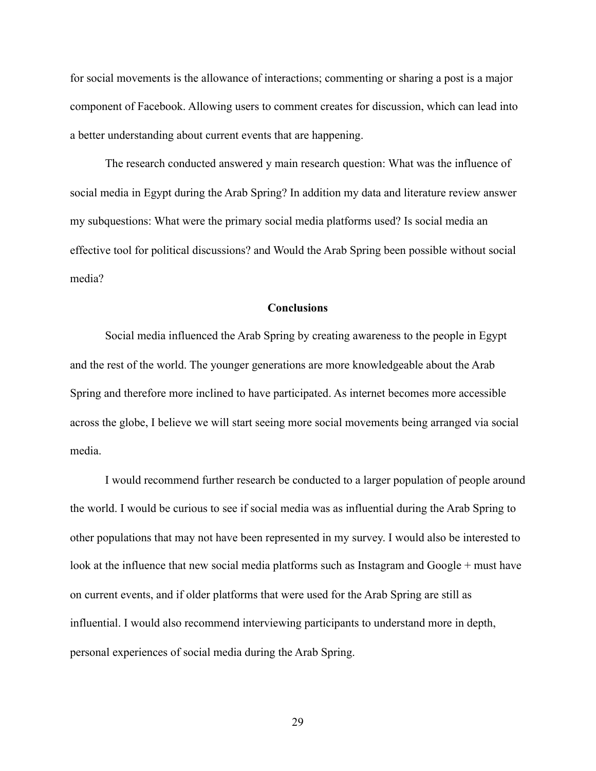for social movements is the allowance of interactions; commenting or sharing a post is a major component of Facebook. Allowing users to comment creates for discussion, which can lead into a better understanding about current events that are happening.

The research conducted answered y main research question: What was the influence of social media in Egypt during the Arab Spring? In addition my data and literature review answer my subquestions: What were the primary social media platforms used? Is social media an effective tool for political discussions? and Would the Arab Spring been possible without social media?

## Conclusions

Social media influenced the Arab Spring by creating awareness to the people in Egypt and the rest of the world. The younger generations are more knowledgeable about the Arab Spring and therefore more inclined to have participated. As internet becomes more accessible across the globe, I believe we will start seeing more social movements being arranged via social media.

I would recommend further research be conducted to a larger population of people around the world. I would be curious to see if social media was as influential during the Arab Spring to other populations that may not have been represented in my survey. I would also be interested to look at the influence that new social media platforms such as Instagram and Google + must have on current events, and if older platforms that were used for the Arab Spring are still as influential. I would also recommend interviewing participants to understand more in depth, personal experiences of social media during the Arab Spring.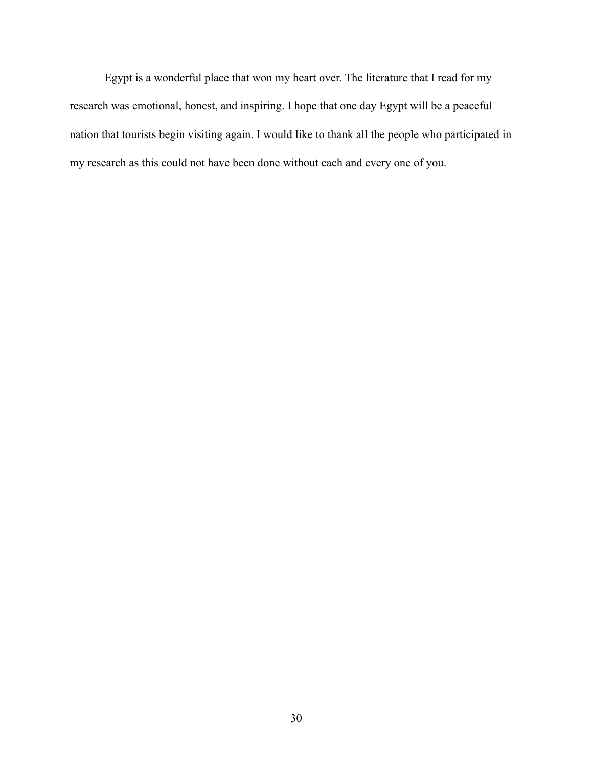Egypt is a wonderful place that won my heart over. The literature that I read for my research was emotional, honest, and inspiring. I hope that one day Egypt will be a peaceful nation that tourists begin visiting again. I would like to thank all the people who participated in my research as this could not have been done without each and every one of you.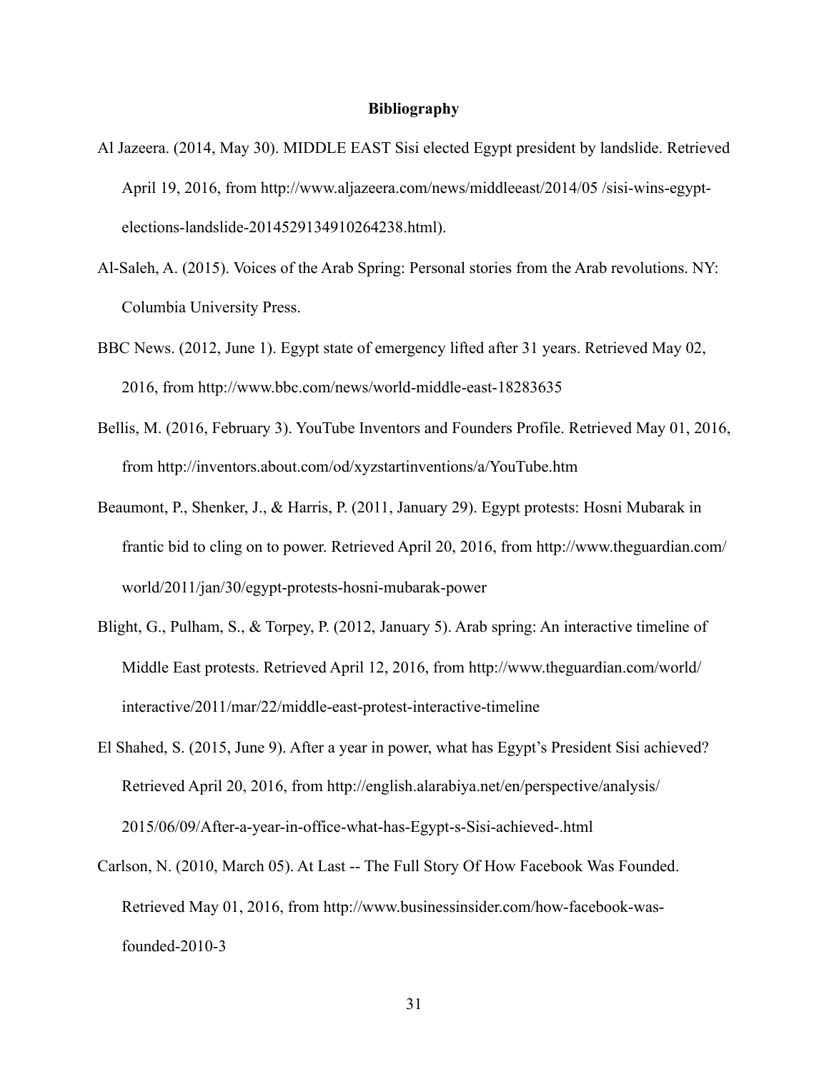**Bibliography**

Al Jazeera. (2014, May 30). MIDDLE EAST Sisi elected Egypt president by landslide. Retrieved April 19, 2016, from http://www.aljazeera.com/news/middleeast/2014/05 /sisi-wins-egypt-elections-landslide-2014529134910264238.html).

Al-Saleh, A. (2015). Voices of the Arab Spring: Personal stories from the Arab revolutions. NY: Columbia University Press.

BBC News. (2012, June 1). Egypt state of emergency lifted after 31 years. Retrieved May 02, 2016, from http://www.bbc.com/news/world-middle-east-18283635

Bellis, M. (2016, February 3). YouTube Inventors and Founders Profile. Retrieved May 01, 2016, from http://inventors.about.com/od/xyzstartinventions/a/YouTube.htm

Beaumont, P., Shenker, J., & Harris, P. (2011, January 29). Egypt protests: Hosni Mubarak in frantic bid to cling on to power. Retrieved April 20, 2016, from http://www.theguardian.com/world/2011/jan/30/egypt-protests-hosni-mubarak-power

Blight, G., Pulham, S., & Torpey, P. (2012, January 5). Arab spring: An interactive timeline of Middle East protests. Retrieved April 12, 2016, from http://www.theguardian.com/world/interactive/2011/mar/22/middle-east-protest-interactive-timeline

El Shahed, S. (2015, June 9). After a year in power, what has Egypt's President Sisi achieved? Retrieved April 20, 2016, from http://english.alarabiya.net/en/perspective/analysis/2015/06/09/After-a-year-in-office-what-has-Egypt-s-Sisi-achieved-.html

Carlson, N. (2010, March 05). At Last -- The Full Story Of How Facebook Was Founded. Retrieved May 01, 2016, from http://www.businessinsider.com/how-facebook-was-founded-2010-3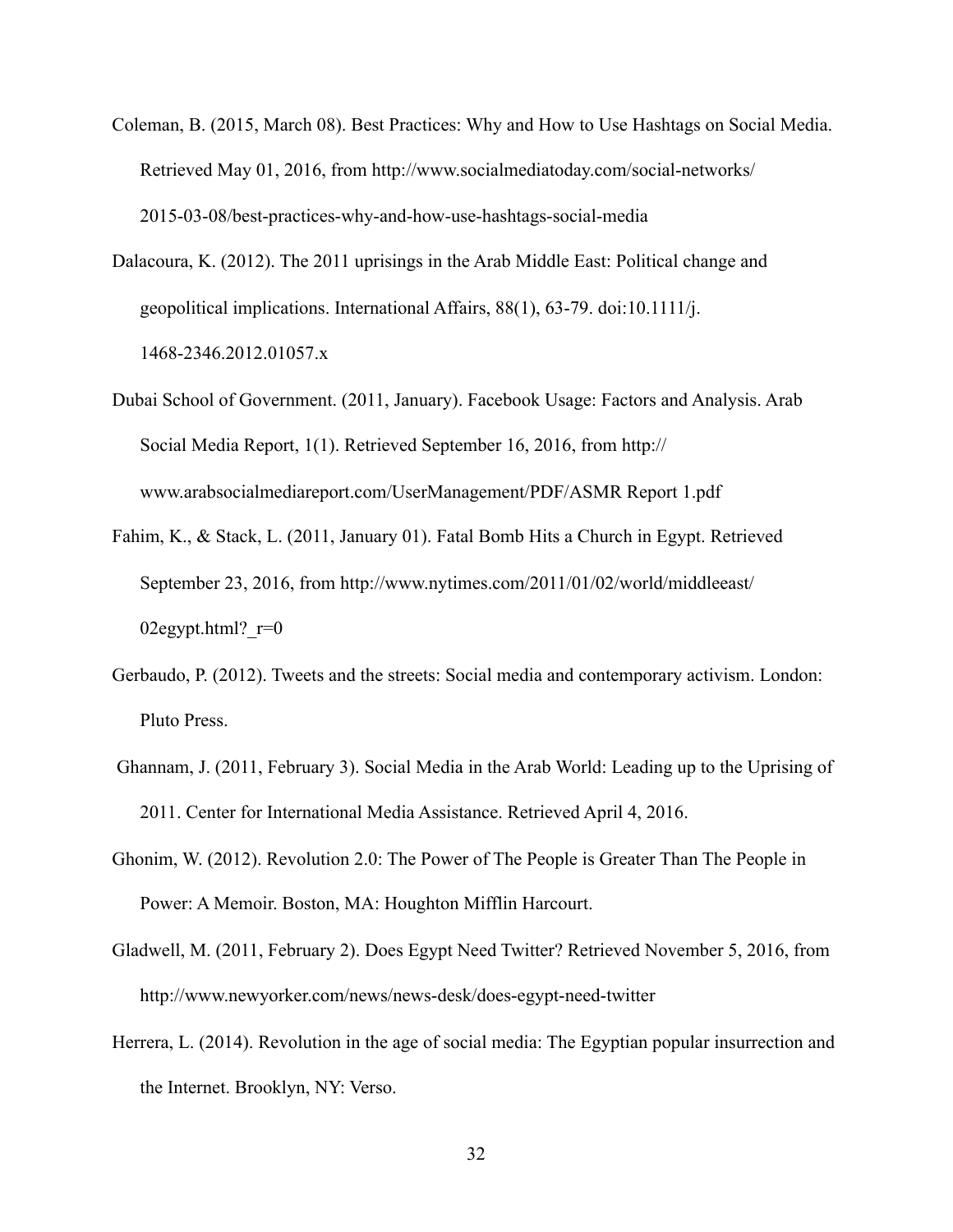Coleman, B. (2015, March 08). Best Practices: Why and How to Use Hashtags on Social Media. Retrieved May 01, 2016, from http://www.socialmediatoday.com/social-networks/2015-03-08/best-practices-why-and-how-use-hashtags-social-media

Dalacoura, K. (2012). The 2011 uprisings in the Arab Middle East: Political change and geopolitical implications. International Affairs, 88(1), 63-79. doi:10.1111/j.1468-2346.2012.01057.x

Dubai School of Government. (2011, January). Facebook Usage: Factors and Analysis. Arab Social Media Report, 1(1). Retrieved September 16, 2016, from http://www.arabsocialmediareport.com/UserManagement/PDF/ASMR Report 1.pdf

Fahim, K., & Stack, L. (2011, January 01). Fatal Bomb Hits a Church in Egypt. Retrieved September 23, 2016, from http://www.nytimes.com/2011/01/02/world/middleeast/02egypt.html?_r=0

Gerbaudo, P. (2012). Tweets and the streets: Social media and contemporary activism. London: Pluto Press.

Ghannam, J. (2011, February 3). Social Media in the Arab World: Leading up to the Uprising of 2011. Center for International Media Assistance. Retrieved April 4, 2016.

Ghonim, W. (2012). Revolution 2.0: The Power of The People is Greater Than The People in Power: A Memoir. Boston, MA: Houghton Mifflin Harcourt.

Gladwell, M. (2011, February 2). Does Egypt Need Twitter? Retrieved November 5, 2016, from http://www.newyorker.com/news/news-desk/does-egypt-need-twitter

Herrera, L. (2014). Revolution in the age of social media: The Egyptian popular insurrection and the Internet. Brooklyn, NY: Verso.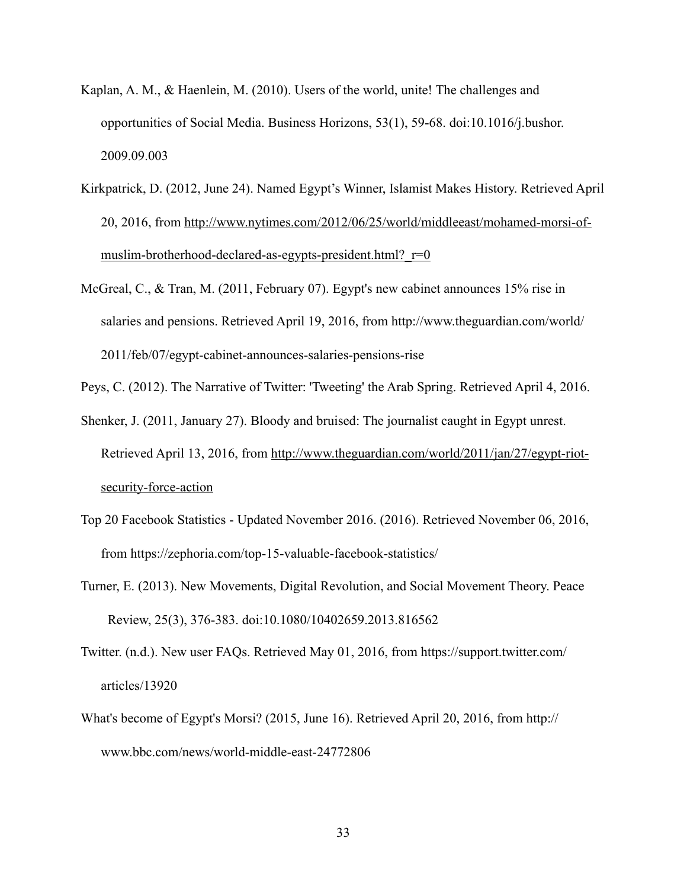Kaplan, A. M., & Haenlein, M. (2010). Users of the world, unite! The challenges and opportunities of Social Media. Business Horizons, 53(1), 59-68. doi:10.1016/j.bushor. 2009.09.003

Kirkpatrick, D. (2012, June 24). Named Egypt's Winner, Islamist Makes History. Retrieved April 20, 2016, from http://www.nytimes.com/2012/06/25/world/middleeast/mohamed-morsi-of-muslim-brotherhood-declared-as-egypts-president.html?_r=0

McGreal, C., & Tran, M. (2011, February 07). Egypt's new cabinet announces 15% rise in salaries and pensions. Retrieved April 19, 2016, from http://www.theguardian.com/world/ 2011/feb/07/egypt-cabinet-announces-salaries-pensions-rise

Peys, C. (2012). The Narrative of Twitter: 'Tweeting' the Arab Spring. Retrieved April 4, 2016.

Shenker, J. (2011, January 27). Bloody and bruised: The journalist caught in Egypt unrest. Retrieved April 13, 2016, from http://www.theguardian.com/world/2011/jan/27/egypt-riot-security-force-action

Top 20 Facebook Statistics - Updated November 2016. (2016). Retrieved November 06, 2016, from https://zephoria.com/top-15-valuable-facebook-statistics/

Turner, E. (2013). New Movements, Digital Revolution, and Social Movement Theory. Peace Review, 25(3), 376-383. doi:10.1080/10402659.2013.816562

Twitter. (n.d.). New user FAQs. Retrieved May 01, 2016, from https://support.twitter.com/ articles/13920

What's become of Egypt's Morsi? (2015, June 16). Retrieved April 20, 2016, from http:// www.bbc.com/news/world-middle-east-24772806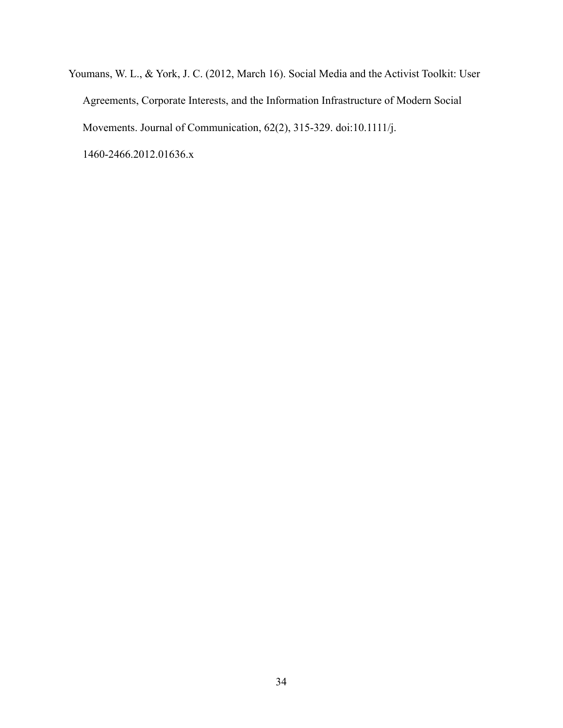Youmans, W. L., & York, J. C. (2012, March 16). Social Media and the Activist Toolkit: User Agreements, Corporate Interests, and the Information Infrastructure of Modern Social Movements. Journal of Communication, 62(2), 315-329. doi:10.1111/j.1460-2466.2012.01636.x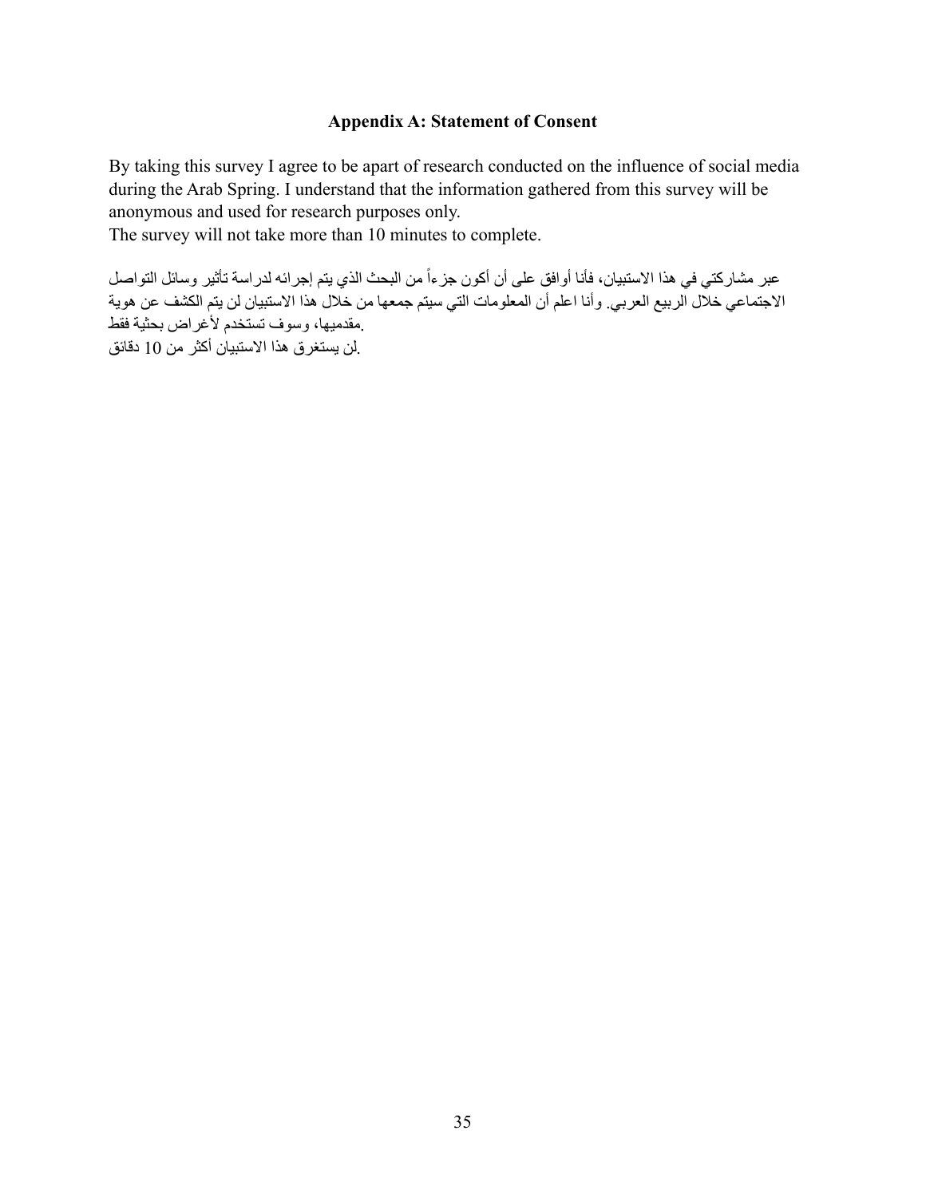## Appendix A: Statement of Consent

By taking this survey I agree to be apart of research conducted on the influence of social media during the Arab Spring. I understand that the information gathered from this survey will be anonymous and used for research purposes only.
The survey will not take more than 10 minutes to complete.

عبر مشاركتي في هذا الاستبيان، فأنا أوافق على أن أكون جزءاً من البحث الذي يتم إجرائه لدراسة تأثير وسائل التواصل الاجتماعي خلال الربيع العربي. وأنا اعلم أن المعلومات التي سيتم جمعها من خلال هذا الاستبيان لن يتم الكشف عن هوية مقدميها، وسوف تستخدم لأغراض بحثية فقط.
لن يستغرق هذا الاستبيان أكثر من 10 دقائق.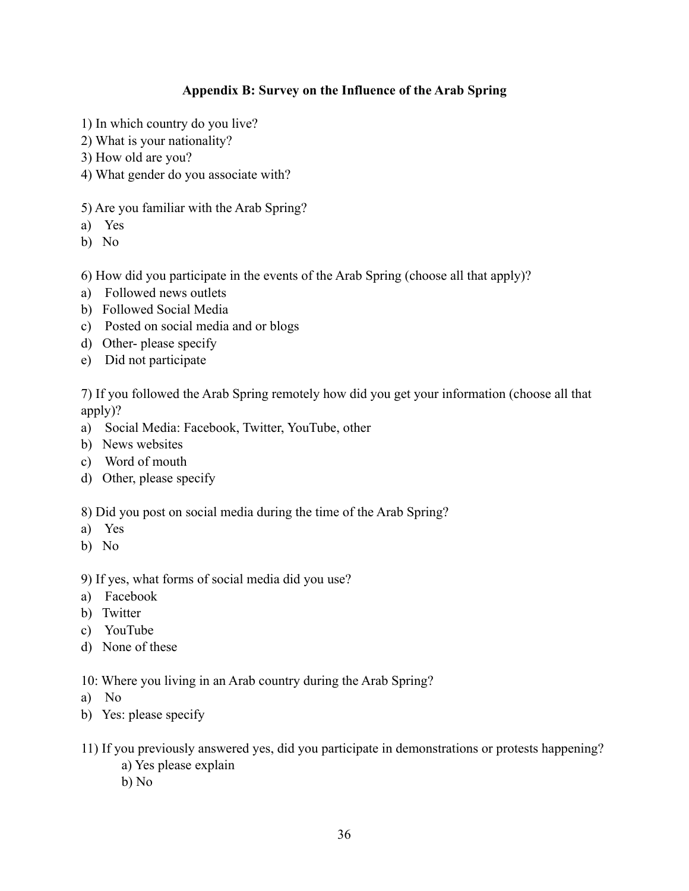## Appendix B: Survey on the Influence of the Arab Spring

1) In which country do you live?
2) What is your nationality?
3) How old are you?
4) What gender do you associate with?

5) Are you familiar with the Arab Spring?
a) Yes
b) No

6) How did you participate in the events of the Arab Spring (choose all that apply)?
a) Followed news outlets
b) Followed Social Media
c) Posted on social media and or blogs
d) Other- please specify
e) Did not participate

7) If you followed the Arab Spring remotely how did you get your information (choose all that apply)?
a) Social Media: Facebook, Twitter, YouTube, other
b) News websites
c) Word of mouth
d) Other, please specify

8) Did you post on social media during the time of the Arab Spring?
a) Yes
b) No

9) If yes, what forms of social media did you use?
a) Facebook
b) Twitter
c) YouTube
d) None of these

10: Where you living in an Arab country during the Arab Spring?
a) No
b) Yes: please specify

11) If you previously answered yes, did you participate in demonstrations or protests happening?
a) Yes please explain
b) No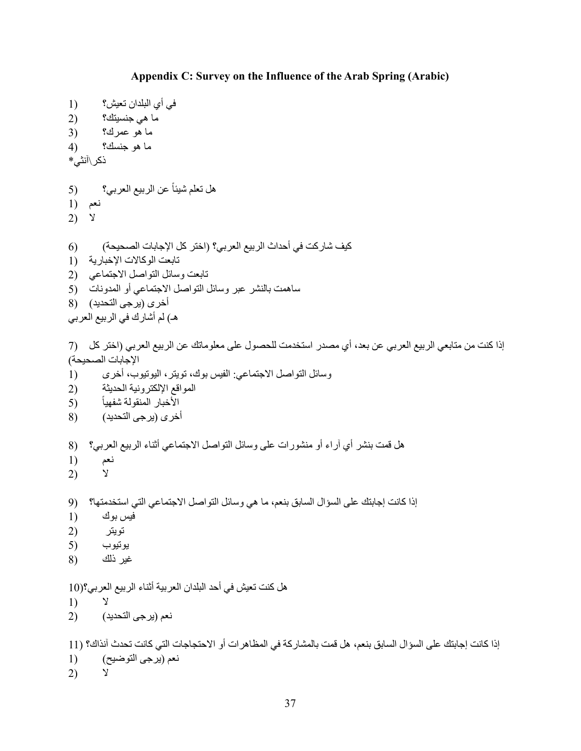# Appendix C: Survey on the Influence of the Arab Spring (Arabic)

1) في أي البلدان تعيش؟
2) ما هي جنسيتك؟
3) ما هو عمرك؟
4) ما هو جنسك؟
ذكر\أنثي*

5) هل تعلم شيئاً عن الربيع العربي؟
1) نعم
2) لا

6) كيف شاركت في أحداث الربيع العربي؟ (اختر كل الإجابات الصحيحة)
1) تابعت الوكالات الإخبارية
2) تابعت وسائل التواصل الاجتماعي
5) ساهمت بالنشر عبر وسائل التواصل الاجتماعي أو المدونات
8) أخرى (يرجى التحديد)
هـ) لم أشارك في الربيع العربي

7) إذا كنت من متابعي الربيع العربي عن بعد، أي مصدر استخدمت للحصول على معلوماتك عن الربيع العربي (اختر كل الإجابات الصحيحة)
1) وسائل التواصل الاجتماعي: الفيس بوك، تويتر، اليوتيوب، أخرى
2) المواقع الإلكترونية الحديثة
5) الأخبار المنقولة شفهياً
8) أخرى (يرجى التحديد)

8) هل قمت بنشر أي آراء أو منشورات على وسائل التواصل الاجتماعي أثناء الربيع العربي؟
1) نعم
2) لا

9) إذا كانت إجابتك على السؤال السابق بنعم، ما هي وسائل التواصل الاجتماعي التي استخدمتها؟
1) فيس بوك
2) تويتر
5) يوتيوب
8) غير ذلك

10) هل كنت تعيش في أحد البلدان العربية أثناء الربيع العربي؟
1) لا
2) نعم (يرجى التحديد)

11) إذا كانت إجابتك على السؤال السابق بنعم، هل قمت بالمشاركة في المظاهرات أو الاحتجاجات التي كانت تحدث آنذاك؟
1) نعم (يرجى التوضيح)
2) لا